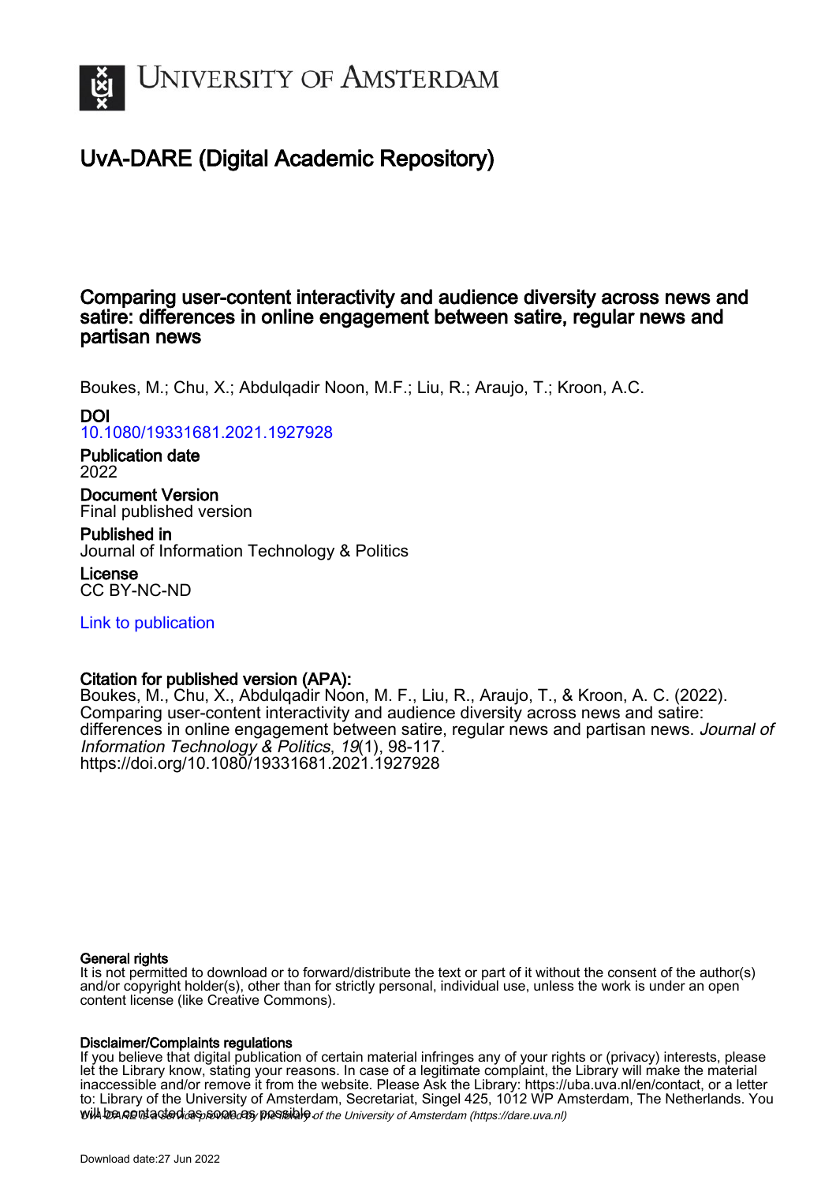# UvA-DARE (Digital Academic Repository)

## Comparing user-content interactivity and audience diversity across news and satire: differences in online engagement between satire, regular news and partisan news

Boukes, M.; Chu, X.; Abdulqadir Noon, M.F.; Liu, R.; Araujo, T.; Kroon, A.C.

**DOI**
10.1080/19331681.2021.1927928

**Publication date**
2022

**Document Version**
Final published version

**Published in**
Journal of Information Technology & Politics

**License**
CC BY-NC-ND

Link to publication

**Citation for published version (APA):**
Boukes, M., Chu, X., Abdulqadir Noon, M. F., Liu, R., Araujo, T., & Kroon, A. C. (2022). Comparing user-content interactivity and audience diversity across news and satire: differences in online engagement between satire, regular news and partisan news. *Journal of Information Technology & Politics*, *19*(1), 98-117. https://doi.org/10.1080/19331681.2021.1927928

**General rights**
It is not permitted to download or to forward/distribute the text or part of it without the consent of the author(s) and/or copyright holder(s), other than for strictly personal, individual use, unless the work is under an open content license (like Creative Commons).

**Disclaimer/Complaints regulations**
If you believe that digital publication of certain material infringes any of your rights or (privacy) interests, please let the Library know, stating your reasons. In case of a legitimate complaint, the Library will make the material inaccessible and/or remove it from the website. Please Ask the Library: https://uba.uva.nl/en/contact, or a letter to: Library of the University of Amsterdam, Secretariat, Singel 425, 1012 WP Amsterdam, The Netherlands. You will be contacted as soon as possible.

*UvA-DARE is a service provided by the library of the University of Amsterdam (https://dare.uva.nl)*

Download date:27 Jun 2022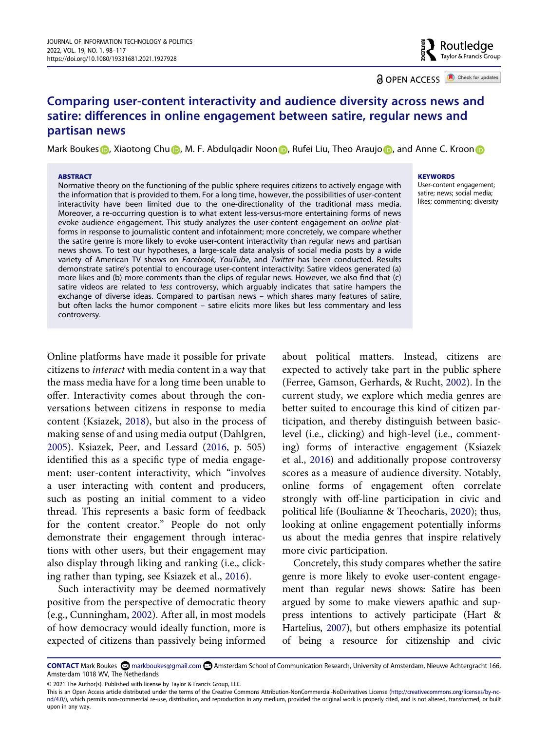# Comparing user-content interactivity and audience diversity across news and satire: differences in online engagement between satire, regular news and partisan news

Mark Boukes, Xiaotong Chu, M. F. Abdulqadir Noon, Rufei Liu, Theo Araujo, and Anne C. Kroon

### ABSTRACT

Normative theory on the functioning of the public sphere requires citizens to actively engage with the information that is provided to them. For a long time, however, the possibilities of user-content interactivity have been limited due to the one-directionality of the traditional mass media. Moreover, a re-occurring question is to what extent less-versus-more entertaining forms of news evoke audience engagement. This study analyzes the user-content engagement on *online* platforms in response to journalistic content and infotainment; more concretely, we compare whether the satire genre is more likely to evoke user-content interactivity than regular news and partisan news shows. To test our hypotheses, a large-scale data analysis of social media posts by a wide variety of American TV shows on *Facebook*, *YouTube*, and *Twitter* has been conducted. Results demonstrate satire's potential to encourage user-content interactivity: Satire videos generated (a) more likes and (b) more comments than the clips of regular news. However, we also find that (c) satire videos are related to *less* controversy, which arguably indicates that satire hampers the exchange of diverse ideas. Compared to partisan news – which shares many features of satire, but often lacks the humor component – satire elicits more likes but less commentary and less controversy.

### KEYWORDS

User-content engagement; satire; news; social media; likes; commenting; diversity

Online platforms have made it possible for private citizens to *interact* with media content in a way that the mass media have for a long time been unable to offer. Interactivity comes about through the conversations between citizens in response to media content (Ksiazek, 2018), but also in the process of making sense of and using media output (Dahlgren, 2005). Ksiazek, Peer, and Lessard (2016, p. 505) identified this as a specific type of media engagement: user-content interactivity, which "involves a user interacting with content and producers, such as posting an initial comment to a video thread. This represents a basic form of feedback for the content creator." People do not only demonstrate their engagement through interactions with other users, but their engagement may also display through liking and ranking (i.e., clicking rather than typing, see Ksiazek et al., 2016).

Such interactivity may be deemed normatively positive from the perspective of democratic theory (e.g., Cunningham, 2002). After all, in most models of how democracy would ideally function, more is expected of citizens than passively being informed about political matters. Instead, citizens are expected to actively take part in the public sphere (Ferree, Gamson, Gerhards, & Rucht, 2002). In the current study, we explore which media genres are better suited to encourage this kind of citizen participation, and thereby distinguish between basic-level (i.e., clicking) and high-level (i.e., commenting) forms of interactive engagement (Ksiazek et al., 2016) and additionally propose controversy scores as a measure of audience diversity. Notably, online forms of engagement often correlate strongly with off-line participation in civic and political life (Boulianne & Theocharis, 2020); thus, looking at online engagement potentially informs us about the media genres that inspire relatively more civic participation.

Concretely, this study compares whether the satire genre is more likely to evoke user-content engagement than regular news shows: Satire has been argued by some to make viewers apathic and suppress intentions to actively participate (Hart & Hartelius, 2007), but others emphasize its potential of being a resource for citizenship and civic

**CONTACT** Mark Boukes markboukes@gmail.com Amsterdam School of Communication Research, University of Amsterdam, Nieuwe Achtergracht 166, Amsterdam 1018 WV, The Netherlands

© 2021 The Author(s). Published with license by Taylor & Francis Group, LLC.

This is an Open Access article distributed under the terms of the Creative Commons Attribution-NonCommercial-NoDerivatives License (http://creativecommons.org/licenses/by-nc-nd/4.0/), which permits non-commercial re-use, distribution, and reproduction in any medium, provided the original work is properly cited, and is not altered, transformed, or built upon in any way.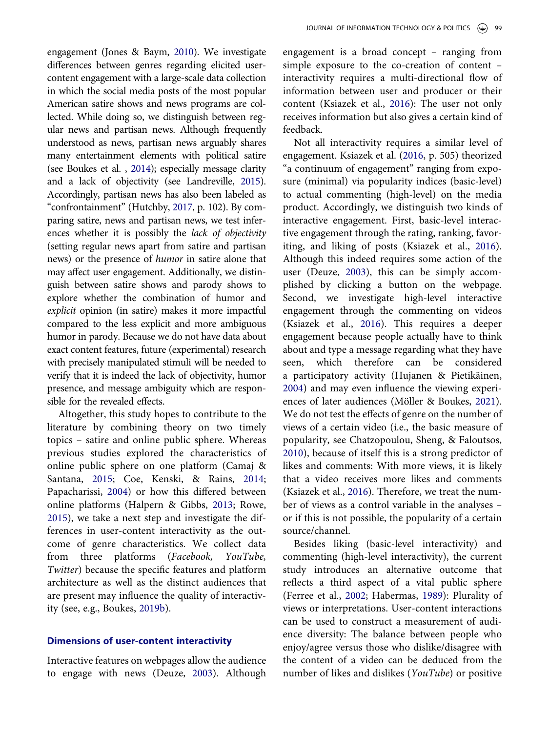engagement (Jones & Baym, 2010). We investigate differences between genres regarding elicited user-content engagement with a large-scale data collection in which the social media posts of the most popular American satire shows and news programs are collected. While doing so, we distinguish between regular news and partisan news. Although frequently understood as news, partisan news arguably shares many entertainment elements with political satire (see Boukes et al. , 2014); especially message clarity and a lack of objectivity (see Landreville, 2015). Accordingly, partisan news has also been labeled as "confrontainment" (Hutchby, 2017, p. 102). By comparing satire, news and partisan news, we test inferences whether it is possibly the *lack of objectivity* (setting regular news apart from satire and partisan news) or the presence of *humor* in satire alone that may affect user engagement. Additionally, we distinguish between satire shows and parody shows to explore whether the combination of humor and *explicit* opinion (in satire) makes it more impactful compared to the less explicit and more ambiguous humor in parody. Because we do not have data about exact content features, future (experimental) research with precisely manipulated stimuli will be needed to verify that it is indeed the lack of objectivity, humor presence, and message ambiguity which are responsible for the revealed effects.

Altogether, this study hopes to contribute to the literature by combining theory on two timely topics – satire and online public sphere. Whereas previous studies explored the characteristics of online public sphere on one platform (Camaj & Santana, 2015; Coe, Kenski, & Rains, 2014; Papacharissi, 2004) or how this differed between online platforms (Halpern & Gibbs, 2013; Rowe, 2015), we take a next step and investigate the differences in user-content interactivity as the outcome of genre characteristics. We collect data from three platforms (*Facebook, YouTube, Twitter*) because the specific features and platform architecture as well as the distinct audiences that are present may influence the quality of interactivity (see, e.g., Boukes, 2019b).

## Dimensions of user-content interactivity

Interactive features on webpages allow the audience to engage with news (Deuze, 2003). Although engagement is a broad concept – ranging from simple exposure to the co-creation of content – interactivity requires a multi-directional flow of information between user and producer or their content (Ksiazek et al., 2016): The user not only receives information but also gives a certain kind of feedback.

Not all interactivity requires a similar level of engagement. Ksiazek et al. (2016, p. 505) theorized "a continuum of engagement" ranging from exposure (minimal) via popularity indices (basic-level) to actual commenting (high-level) on the media product. Accordingly, we distinguish two kinds of interactive engagement. First, basic-level interactive engagement through the rating, ranking, favoriting, and liking of posts (Ksiazek et al., 2016). Although this indeed requires some action of the user (Deuze, 2003), this can be simply accomplished by clicking a button on the webpage. Second, we investigate high-level interactive engagement through the commenting on videos (Ksiazek et al., 2016). This requires a deeper engagement because people actually have to think about and type a message regarding what they have seen, which therefore can be considered a participatory activity (Hujanen & Pietikäinen, 2004) and may even influence the viewing experiences of later audiences (Möller & Boukes, 2021). We do not test the effects of genre on the number of views of a certain video (i.e., the basic measure of popularity, see Chatzopoulou, Sheng, & Faloutsos, 2010), because of itself this is a strong predictor of likes and comments: With more views, it is likely that a video receives more likes and comments (Ksiazek et al., 2016). Therefore, we treat the number of views as a control variable in the analyses – or if this is not possible, the popularity of a certain source/channel.

Besides liking (basic-level interactivity) and commenting (high-level interactivity), the current study introduces an alternative outcome that reflects a third aspect of a vital public sphere (Ferree et al., 2002; Habermas, 1989): Plurality of views or interpretations. User-content interactions can be used to construct a measurement of audience diversity: The balance between people who enjoy/agree versus those who dislike/disagree with the content of a video can be deduced from the number of likes and dislikes (*YouTube*) or positive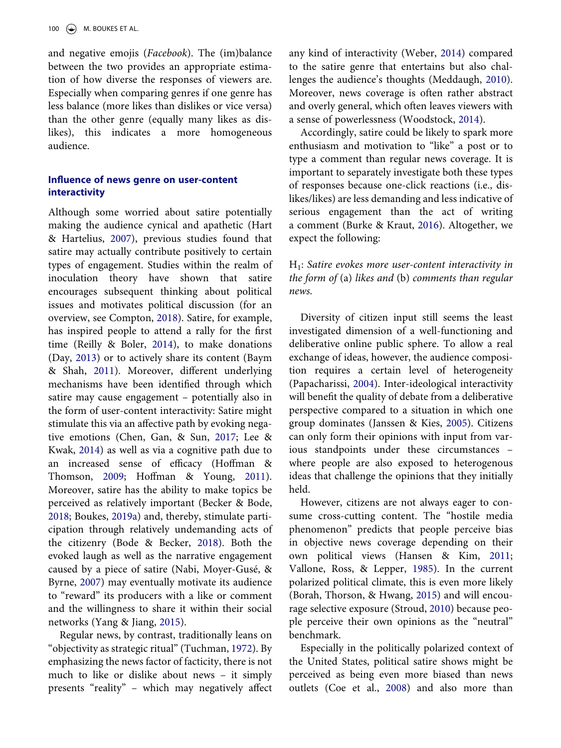and negative emojis (*Facebook*). The (im)balance between the two provides an appropriate estimation of how diverse the responses of viewers are. Especially when comparing genres if one genre has less balance (more likes than dislikes or vice versa) than the other genre (equally many likes as dislikes), this indicates a more homogeneous audience.

### Influence of news genre on user-content interactivity

Although some worried about satire potentially making the audience cynical and apathetic (Hart & Hartelius, 2007), previous studies found that satire may actually contribute positively to certain types of engagement. Studies within the realm of inoculation theory have shown that satire encourages subsequent thinking about political issues and motivates political discussion (for an overview, see Compton, 2018). Satire, for example, has inspired people to attend a rally for the first time (Reilly & Boler, 2014), to make donations (Day, 2013) or to actively share its content (Baym & Shah, 2011). Moreover, different underlying mechanisms have been identified through which satire may cause engagement – potentially also in the form of user-content interactivity: Satire might stimulate this via an affective path by evoking negative emotions (Chen, Gan, & Sun, 2017; Lee & Kwak, 2014) as well as via a cognitive path due to an increased sense of efficacy (Hoffman & Thomson, 2009; Hoffman & Young, 2011). Moreover, satire has the ability to make topics be perceived as relatively important (Becker & Bode, 2018; Boukes, 2019a) and, thereby, stimulate participation through relatively undemanding acts of the citizenry (Bode & Becker, 2018). Both the evoked laugh as well as the narrative engagement caused by a piece of satire (Nabi, Moyer-Gusé, & Byrne, 2007) may eventually motivate its audience to "reward" its producers with a like or comment and the willingness to share it within their social networks (Yang & Jiang, 2015).

Regular news, by contrast, traditionally leans on "objectivity as strategic ritual" (Tuchman, 1972). By emphasizing the news factor of facticity, there is not much to like or dislike about news – it simply presents "reality" – which may negatively affect any kind of interactivity (Weber, 2014) compared to the satire genre that entertains but also challenges the audience's thoughts (Meddaugh, 2010). Moreover, news coverage is often rather abstract and overly general, which often leaves viewers with a sense of powerlessness (Woodstock, 2014).

Accordingly, satire could be likely to spark more enthusiasm and motivation to "like" a post or to type a comment than regular news coverage. It is important to separately investigate both these types of responses because one-click reactions (i.e., dislikes/likes) are less demanding and less indicative of serious engagement than the act of writing a comment (Burke & Kraut, 2016). Altogether, we expect the following:

H$_1$: *Satire evokes more user-content interactivity in the form of* (a) *likes and* (b) *comments than regular news.*

Diversity of citizen input still seems the least investigated dimension of a well-functioning and deliberative online public sphere. To allow a real exchange of ideas, however, the audience composition requires a certain level of heterogeneity (Papacharissi, 2004). Inter-ideological interactivity will benefit the quality of debate from a deliberative perspective compared to a situation in which one group dominates (Janssen & Kies, 2005). Citizens can only form their opinions with input from various standpoints under these circumstances – where people are also exposed to heterogenous ideas that challenge the opinions that they initially held.

However, citizens are not always eager to consume cross-cutting content. The "hostile media phenomenon" predicts that people perceive bias in objective news coverage depending on their own political views (Hansen & Kim, 2011; Vallone, Ross, & Lepper, 1985). In the current polarized political climate, this is even more likely (Borah, Thorson, & Hwang, 2015) and will encourage selective exposure (Stroud, 2010) because people perceive their own opinions as the "neutral" benchmark.

Especially in the politically polarized context of the United States, political satire shows might be perceived as being even more biased than news outlets (Coe et al., 2008) and also more than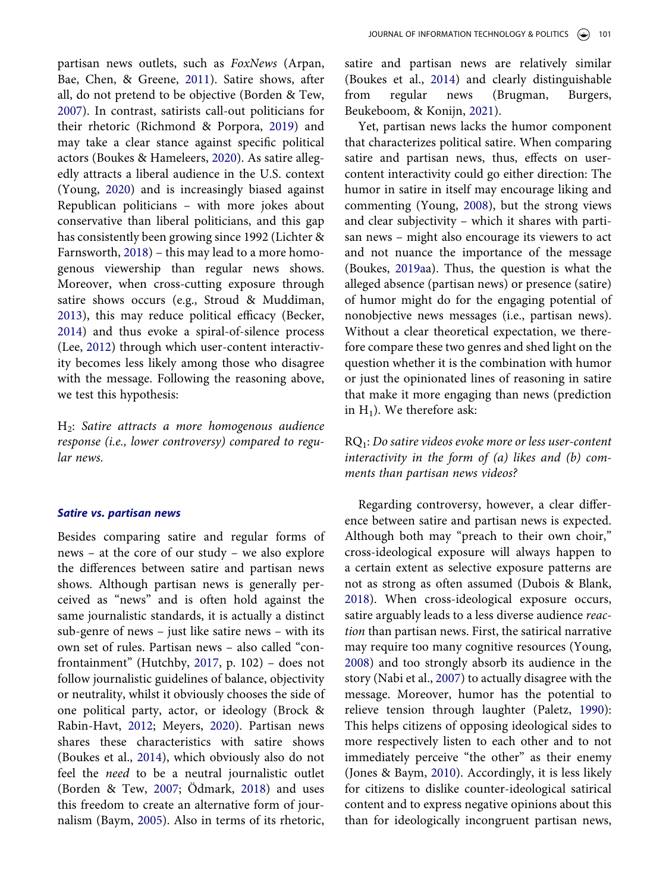partisan news outlets, such as *FoxNews* (Arpan, Bae, Chen, & Greene, 2011). Satire shows, after all, do not pretend to be objective (Borden & Tew, 2007). In contrast, satirists call-out politicians for their rhetoric (Richmond & Porpora, 2019) and may take a clear stance against specific political actors (Boukes & Hameleers, 2020). As satire allegedly attracts a liberal audience in the U.S. context (Young, 2020) and is increasingly biased against Republican politicians – with more jokes about conservative than liberal politicians, and this gap has consistently been growing since 1992 (Lichter & Farnsworth, 2018) – this may lead to a more homogenous viewership than regular news shows. Moreover, when cross-cutting exposure through satire shows occurs (e.g., Stroud & Muddiman, 2013), this may reduce political efficacy (Becker, 2014) and thus evoke a spiral-of-silence process (Lee, 2012) through which user-content interactivity becomes less likely among those who disagree with the message. Following the reasoning above, we test this hypothesis:

H$_2$: *Satire attracts a more homogenous audience response (i.e., lower controversy) compared to regular news.*

### *Satire vs. partisan news*

Besides comparing satire and regular forms of news – at the core of our study – we also explore the differences between satire and partisan news shows. Although partisan news is generally perceived as "news" and is often hold against the same journalistic standards, it is actually a distinct sub-genre of news – just like satire news – with its own set of rules. Partisan news – also called "confrontainment" (Hutchby, 2017, p. 102) – does not follow journalistic guidelines of balance, objectivity or neutrality, whilst it obviously chooses the side of one political party, actor, or ideology (Brock & Rabin-Havt, 2012; Meyers, 2020). Partisan news shares these characteristics with satire shows (Boukes et al., 2014), which obviously also do not feel the *need* to be a neutral journalistic outlet (Borden & Tew, 2007; Ödmark, 2018) and uses this freedom to create an alternative form of journalism (Baym, 2005). Also in terms of its rhetoric, satire and partisan news are relatively similar (Boukes et al., 2014) and clearly distinguishable from regular news (Brugman, Burgers, Beukeboom, & Konijn, 2021).

Yet, partisan news lacks the humor component that characterizes political satire. When comparing satire and partisan news, thus, effects on user-content interactivity could go either direction: The humor in satire in itself may encourage liking and commenting (Young, 2008), but the strong views and clear subjectivity – which it shares with partisan news – might also encourage its viewers to act and not nuance the importance of the message (Boukes, 2019aa). Thus, the question is what the alleged absence (partisan news) or presence (satire) of humor might do for the engaging potential of nonobjective news messages (i.e., partisan news). Without a clear theoretical expectation, we therefore compare these two genres and shed light on the question whether it is the combination with humor or just the opinionated lines of reasoning in satire that make it more engaging than news (prediction in H$_1$). We therefore ask:

RQ$_1$: *Do satire videos evoke more or less user-content interactivity in the form of (a) likes and (b) comments than partisan news videos?*

Regarding controversy, however, a clear difference between satire and partisan news is expected. Although both may "preach to their own choir," cross-ideological exposure will always happen to a certain extent as selective exposure patterns are not as strong as often assumed (Dubois & Blank, 2018). When cross-ideological exposure occurs, satire arguably leads to a less diverse audience *reaction* than partisan news. First, the satirical narrative may require too many cognitive resources (Young, 2008) and too strongly absorb its audience in the story (Nabi et al., 2007) to actually disagree with the message. Moreover, humor has the potential to relieve tension through laughter (Paletz, 1990): This helps citizens of opposing ideological sides to more respectively listen to each other and to not immediately perceive "the other" as their enemy (Jones & Baym, 2010). Accordingly, it is less likely for citizens to dislike counter-ideological satirical content and to express negative opinions about this than for ideologically incongruent partisan news,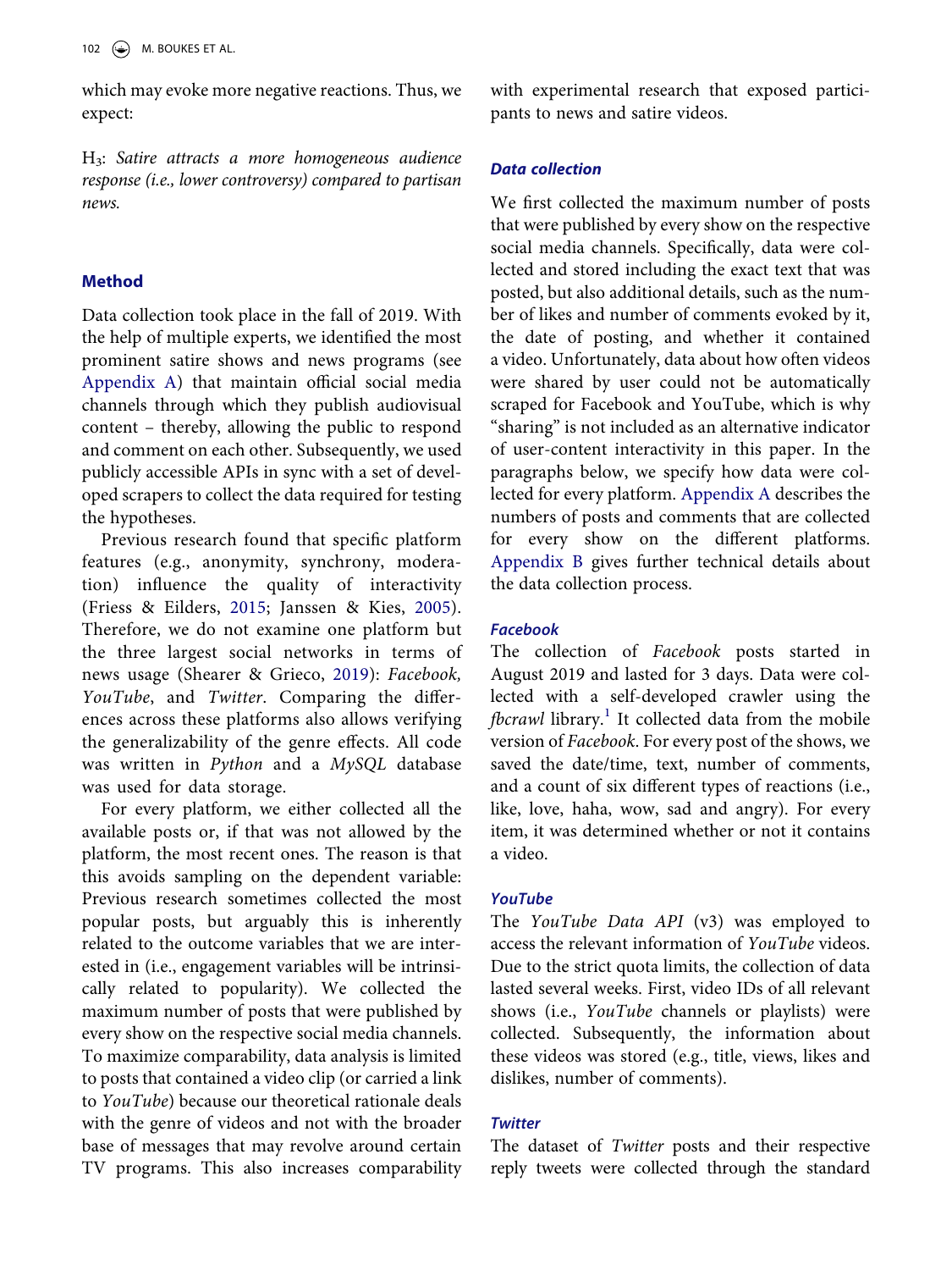which may evoke more negative reactions. Thus, we expect:

H$_3$: *Satire attracts a more homogeneous audience response (i.e., lower controversy) compared to partisan news.*

## Method

Data collection took place in the fall of 2019. With the help of multiple experts, we identified the most prominent satire shows and news programs (see Appendix A) that maintain official social media channels through which they publish audiovisual content – thereby, allowing the public to respond and comment on each other. Subsequently, we used publicly accessible APIs in sync with a set of developed scrapers to collect the data required for testing the hypotheses.

Previous research found that specific platform features (e.g., anonymity, synchrony, moderation) influence the quality of interactivity (Friess & Eilders, 2015; Janssen & Kies, 2005). Therefore, we do not examine one platform but the three largest social networks in terms of news usage (Shearer & Grieco, 2019): *Facebook, YouTube*, and *Twitter*. Comparing the differences across these platforms also allows verifying the generalizability of the genre effects. All code was written in *Python* and a *MySQL* database was used for data storage.

For every platform, we either collected all the available posts or, if that was not allowed by the platform, the most recent ones. The reason is that this avoids sampling on the dependent variable: Previous research sometimes collected the most popular posts, but arguably this is inherently related to the outcome variables that we are interested in (i.e., engagement variables will be intrinsically related to popularity). We collected the maximum number of posts that were published by every show on the respective social media channels. To maximize comparability, data analysis is limited to posts that contained a video clip (or carried a link to *YouTube*) because our theoretical rationale deals with the genre of videos and not with the broader base of messages that may revolve around certain TV programs. This also increases comparability with experimental research that exposed participants to news and satire videos.

### Data collection

We first collected the maximum number of posts that were published by every show on the respective social media channels. Specifically, data were collected and stored including the exact text that was posted, but also additional details, such as the number of likes and number of comments evoked by it, the date of posting, and whether it contained a video. Unfortunately, data about how often videos were shared by user could not be automatically scraped for Facebook and YouTube, which is why "sharing" is not included as an alternative indicator of user-content interactivity in this paper. In the paragraphs below, we specify how data were collected for every platform. Appendix A describes the numbers of posts and comments that are collected for every show on the different platforms. Appendix B gives further technical details about the data collection process.

#### Facebook

The collection of *Facebook* posts started in August 2019 and lasted for 3 days. Data were collected with a self-developed crawler using the *fbcrawl* library.[1] It collected data from the mobile version of *Facebook*. For every post of the shows, we saved the date/time, text, number of comments, and a count of six different types of reactions (i.e., like, love, haha, wow, sad and angry). For every item, it was determined whether or not it contains a video.

#### YouTube

The *YouTube Data API* (v3) was employed to access the relevant information of *YouTube* videos. Due to the strict quota limits, the collection of data lasted several weeks. First, video IDs of all relevant shows (i.e., *YouTube* channels or playlists) were collected. Subsequently, the information about these videos was stored (e.g., title, views, likes and dislikes, number of comments).

#### Twitter

The dataset of *Twitter* posts and their respective reply tweets were collected through the standard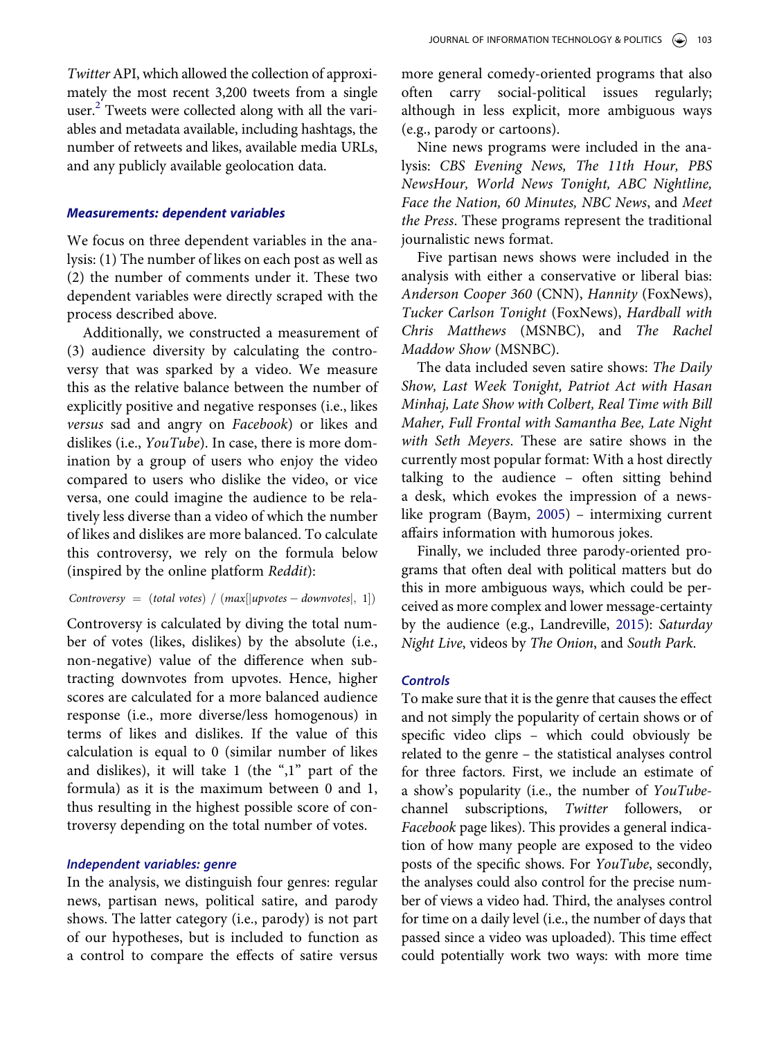*Twitter* API, which allowed the collection of approximately the most recent 3,200 tweets from a single user.[2] Tweets were collected along with all the variables and metadata available, including hashtags, the number of retweets and likes, available media URLs, and any publicly available geolocation data.

### *Measurements: dependent variables*

We focus on three dependent variables in the analysis: (1) The number of likes on each post as well as (2) the number of comments under it. These two dependent variables were directly scraped with the process described above.

Additionally, we constructed a measurement of (3) audience diversity by calculating the controversy that was sparked by a video. We measure this as the relative balance between the number of explicitly positive and negative responses (i.e., likes *versus* sad and angry on *Facebook*) or likes and dislikes (i.e., *YouTube*). In case, there is more domination by a group of users who enjoy the video compared to users who dislike the video, or vice versa, one could imagine the audience to be relatively less diverse than a video of which the number of likes and dislikes are more balanced. To calculate this controversy, we rely on the formula below (inspired by the online platform *Reddit*):

$$Controversy\ =\ (total\ votes)\ /\ (max[|upvotes - downvotes|,\ 1])$$

Controversy is calculated by diving the total number of votes (likes, dislikes) by the absolute (i.e., non-negative) value of the difference when subtracting downvotes from upvotes. Hence, higher scores are calculated for a more balanced audience response (i.e., more diverse/less homogenous) in terms of likes and dislikes. If the value of this calculation is equal to 0 (similar number of likes and dislikes), it will take 1 (the ",1" part of the formula) as it is the maximum between 0 and 1, thus resulting in the highest possible score of controversy depending on the total number of votes.

### *Independent variables: genre*

In the analysis, we distinguish four genres: regular news, partisan news, political satire, and parody shows. The latter category (i.e., parody) is not part of our hypotheses, but is included to function as a control to compare the effects of satire versus more general comedy-oriented programs that also often carry social-political issues regularly; although in less explicit, more ambiguous ways (e.g., parody or cartoons).

Nine news programs were included in the analysis: *CBS Evening News, The 11th Hour, PBS NewsHour, World News Tonight, ABC Nightline, Face the Nation, 60 Minutes, NBC News*, and *Meet the Press*. These programs represent the traditional journalistic news format.

Five partisan news shows were included in the analysis with either a conservative or liberal bias: *Anderson Cooper 360* (CNN), *Hannity* (FoxNews), *Tucker Carlson Tonight* (FoxNews), *Hardball with Chris Matthews* (MSNBC), and *The Rachel Maddow Show* (MSNBC).

The data included seven satire shows: *The Daily Show, Last Week Tonight, Patriot Act with Hasan Minhaj, Late Show with Colbert, Real Time with Bill Maher, Full Frontal with Samantha Bee, Late Night with Seth Meyers*. These are satire shows in the currently most popular format: With a host directly talking to the audience – often sitting behind a desk, which evokes the impression of a news-like program (Baym, 2005) – intermixing current affairs information with humorous jokes.

Finally, we included three parody-oriented programs that often deal with political matters but do this in more ambiguous ways, which could be perceived as more complex and lower message-certainty by the audience (e.g., Landreville, 2015): *Saturday Night Live*, videos by *The Onion*, and *South Park*.

### *Controls*

To make sure that it is the genre that causes the effect and not simply the popularity of certain shows or of specific video clips – which could obviously be related to the genre – the statistical analyses control for three factors. First, we include an estimate of a show's popularity (i.e., the number of *YouTube*-channel subscriptions, *Twitter* followers, or *Facebook* page likes). This provides a general indication of how many people are exposed to the video posts of the specific shows. For *YouTube*, secondly, the analyses could also control for the precise number of views a video had. Third, the analyses control for time on a daily level (i.e., the number of days that passed since a video was uploaded). This time effect could potentially work two ways: with more time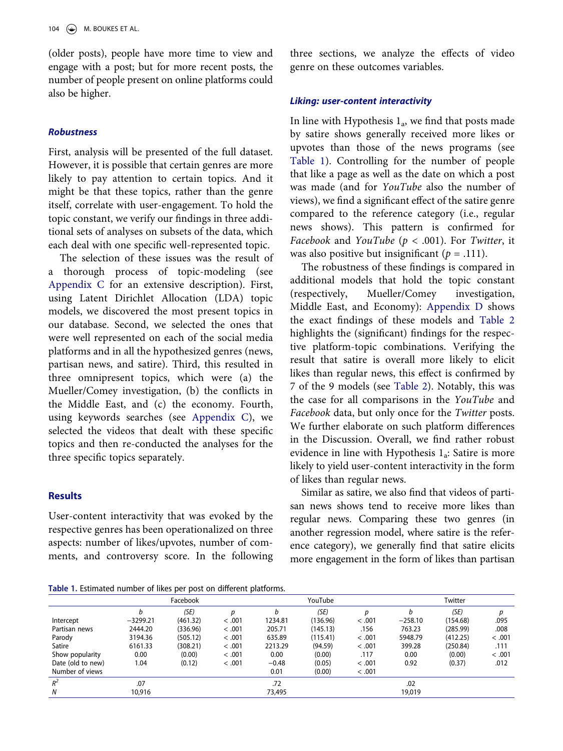(older posts), people have more time to view and engage with a post; but for more recent posts, the number of people present on online platforms could also be higher.

### *Robustness*

First, analysis will be presented of the full dataset. However, it is possible that certain genres are more likely to pay attention to certain topics. And it might be that these topics, rather than the genre itself, correlate with user-engagement. To hold the topic constant, we verify our findings in three additional sets of analyses on subsets of the data, which each deal with one specific well-represented topic.

The selection of these issues was the result of a thorough process of topic-modeling (see Appendix C for an extensive description). First, using Latent Dirichlet Allocation (LDA) topic models, we discovered the most present topics in our database. Second, we selected the ones that were well represented on each of the social media platforms and in all the hypothesized genres (news, partisan news, and satire). Third, this resulted in three omnipresent topics, which were (a) the Mueller/Comey investigation, (b) the conflicts in the Middle East, and (c) the economy. Fourth, using keywords searches (see Appendix C), we selected the videos that dealt with these specific topics and then re-conducted the analyses for the three specific topics separately.

## Results

User-content interactivity that was evoked by the respective genres has been operationalized on three aspects: number of likes/upvotes, number of comments, and controversy score. In the following three sections, we analyze the effects of video genre on these outcomes variables.

### *Liking: user-content interactivity*

In line with Hypothesis $1_a$, we find that posts made by satire shows generally received more likes or upvotes than those of the news programs (see Table 1). Controlling for the number of people that like a page as well as the date on which a post was made (and for *YouTube* also the number of views), we find a significant effect of the satire genre compared to the reference category (i.e., regular news shows). This pattern is confirmed for *Facebook* and *YouTube* ($p$ < .001). For *Twitter*, it was also positive but insignificant ($p$ = .111).

The robustness of these findings is compared in additional models that hold the topic constant (respectively, Mueller/Comey investigation, Middle East, and Economy): Appendix D shows the exact findings of these models and Table 2 highlights the (significant) findings for the respective platform-topic combinations. Verifying the result that satire is overall more likely to elicit likes than regular news, this effect is confirmed by 7 of the 9 models (see Table 2). Notably, this was the case for all comparisons in the *YouTube* and *Facebook* data, but only once for the *Twitter* posts. We further elaborate on such platform differences in the Discussion. Overall, we find rather robust evidence in line with Hypothesis $1_a$: Satire is more likely to yield user-content interactivity in the form of likes than regular news.

Similar as satire, we also find that videos of partisan news shows tend to receive more likes than regular news. Comparing these two genres (in another regression model, where satire is the reference category), we generally find that satire elicits more engagement in the form of likes than partisan

**Table 1.** Estimated number of likes per post on different platforms.

| | Facebook | | | YouTube | | | Twitter | | |
|---|---|---|---|---|---|---|---|---|---|
| | *b* | *(SE)* | *p* | *b* | *(SE)* | *p* | *b* | *(SE)* | *p* |
| Intercept | −3299.21 | (461.32) | < .001 | 1234.81 | (136.96) | < .001 | −258.10 | (154.68) | .095 |
| Partisan news | 2444.20 | (336.96) | < .001 | 205.71 | (145.13) | .156 | 763.23 | (285.99) | .008 |
| Parody | 3194.36 | (505.12) | < .001 | 635.89 | (115.41) | < .001 | 5948.79 | (412.25) | < .001 |
| Satire | 6161.33 | (308.21) | < .001 | 2213.29 | (94.59) | < .001 | 399.28 | (250.84) | .111 |
| Show popularity | 0.00 | (0.00) | < .001 | 0.00 | (0.00) | .117 | 0.00 | (0.00) | < .001 |
| Date (old to new) | 1.04 | (0.12) | < .001 | −0.48 | (0.05) | < .001 | 0.92 | (0.37) | .012 |
| Number of views | | | | 0.01 | (0.00) | < .001 | | | |
| $R^2$ | .07 | | | .72 | | | .02 | | |
| *N* | 10,916 | | | 73,495 | | | 19,019 | | |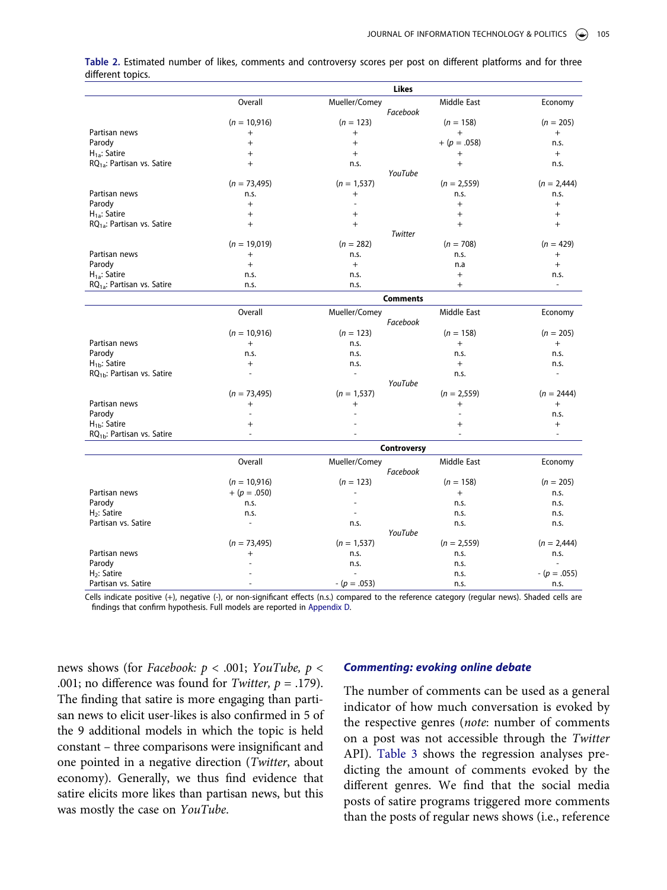**Table 2.** Estimated number of likes, comments and controversy scores per post on different platforms and for three different topics.

| | Overall | Mueller/Comey | Middle East | Economy |
|---|---|---|---|---|
| **Likes** | | | | |
| *Facebook* | | | | |
| | ($n$ = 10,916) | ($n$ = 123) | ($n$ = 158) | ($n$ = 205) |
| Partisan news | + | + | + | + |
| Parody | + | + | + ($p$ = .058) | n.s. |
| $H_{1a}$: Satire | + | + | + | + |
| $RQ_{1a}$: Partisan vs. Satire | + | n.s. | + | n.s. |
| *YouTube* | | | | |
| | ($n$ = 73,495) | ($n$ = 1,537) | ($n$ = 2,559) | ($n$ = 2,444) |
| Partisan news | n.s. | + | n.s. | n.s. |
| Parody | + | - | + | + |
| $H_{1a}$: Satire | + | + | + | + |
| $RQ_{1a}$: Partisan vs. Satire | + | + | + | + |
| *Twitter* | | | | |
| | ($n$ = 19,019) | ($n$ = 282) | ($n$ = 708) | ($n$ = 429) |
| Partisan news | + | n.s. | n.s. | + |
| Parody | + | + | n.a | + |
| $H_{1a}$: Satire | n.s. | n.s. | + | n.s. |
| $RQ_{1a}$: Partisan vs. Satire | n.s. | n.s. | + | - |
| **Comments** | | | | |
| *Facebook* | | | | |
| | ($n$ = 10,916) | ($n$ = 123) | ($n$ = 158) | ($n$ = 205) |
| Partisan news | + | n.s. | + | + |
| Parody | n.s. | n.s. | n.s. | n.s. |
| $H_{1b}$: Satire | + | n.s. | + | n.s. |
| $RQ_{1b}$: Partisan vs. Satire | - | - | n.s. | - |
| *YouTube* | | | | |
| | ($n$ = 73,495) | ($n$ = 1,537) | ($n$ = 2,559) | ($n$ = 2444) |
| Partisan news | + | + | + | + |
| Parody | - | - | - | n.s. |
| $H_{1b}$: Satire | + | - | + | + |
| $RQ_{1b}$: Partisan vs. Satire | - | - | - | - |
| **Controversy** | | | | |
| *Facebook* | | | | |
| | ($n$ = 10,916) | ($n$ = 123) | ($n$ = 158) | ($n$ = 205) |
| Partisan news | + ($p$ = .050) | - | + | n.s. |
| Parody | n.s. | - | n.s. | n.s. |
| $H_2$: Satire | n.s. | - | n.s. | n.s. |
| Partisan vs. Satire | - | n.s. | n.s. | n.s. |
| *YouTube* | | | | |
| | ($n$ = 73,495) | ($n$ = 1,537) | ($n$ = 2,559) | ($n$ = 2,444) |
| Partisan news | + | n.s. | n.s. | n.s. |
| Parody | - | n.s. | n.s. | - |
| $H_2$: Satire | - | - | n.s. | - ($p$ = .055) |
| Partisan vs. Satire | - | - ($p$ = .053) | n.s. | n.s. |

Cells indicate positive (+), negative (-), or non-significant effects (n.s.) compared to the reference category (regular news). Shaded cells are findings that confirm hypothesis. Full models are reported in Appendix D.

news shows (for *Facebook:* $p < .001$; *YouTube,* $p < .001$; no difference was found for *Twitter,* $p = .179$). The finding that satire is more engaging than partisan news to elicit user-likes is also confirmed in 5 of the 9 additional models in which the topic is held constant – three comparisons were insignificant and one pointed in a negative direction (*Twitter*, about economy). Generally, we thus find evidence that satire elicits more likes than partisan news, but this was mostly the case on *YouTube*.

### *Commenting: evoking online debate*

The number of comments can be used as a general indicator of how much conversation is evoked by the respective genres (*note*: number of comments on a post was not accessible through the *Twitter* API). Table 3 shows the regression analyses predicting the amount of comments evoked by the different genres. We find that the social media posts of satire programs triggered more comments than the posts of regular news shows (i.e., reference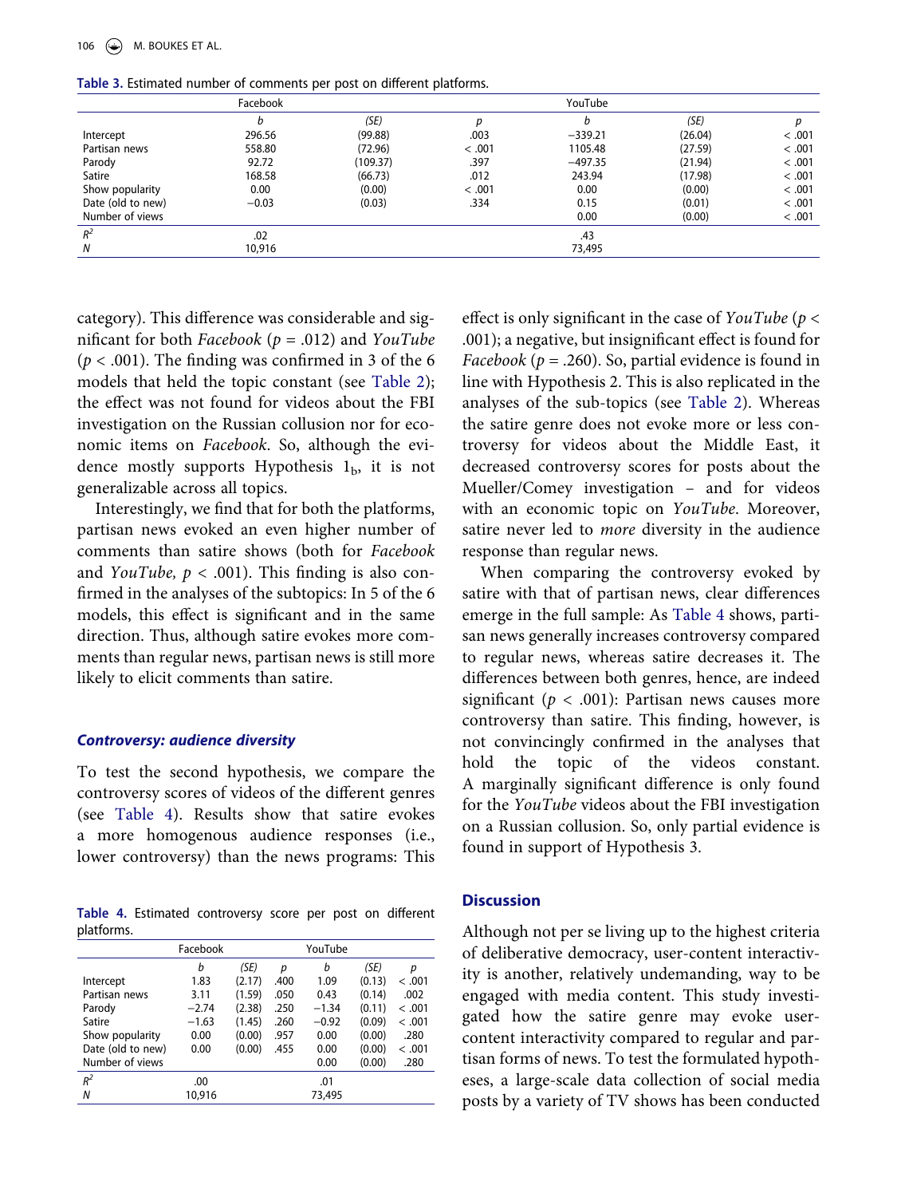**Table 3.** Estimated number of comments per post on different platforms.

| | Facebook | | | YouTube | | |
|---|---|---|---|---|---|---|
| | *b* | *(SE)* | *p* | *b* | *(SE)* | *p* |
| Intercept | 296.56 | (99.88) | .003 | −339.21 | (26.04) | < .001 |
| Partisan news | 558.80 | (72.96) | < .001 | 1105.48 | (27.59) | < .001 |
| Parody | 92.72 | (109.37) | .397 | −497.35 | (21.94) | < .001 |
| Satire | 168.58 | (66.73) | .012 | 243.94 | (17.98) | < .001 |
| Show popularity | 0.00 | (0.00) | < .001 | 0.00 | (0.00) | < .001 |
| Date (old to new) | −0.03 | (0.03) | .334 | 0.15 | (0.01) | < .001 |
| Number of views | | | | 0.00 | (0.00) | < .001 |
| $R^2$ | .02 | | | .43 | | |
| *N* | 10,916 | | | 73,495 | | |

category). This difference was considerable and significant for both *Facebook* ($p$ = .012) and *YouTube* ($p$ < .001). The finding was confirmed in 3 of the 6 models that held the topic constant (see Table 2); the effect was not found for videos about the FBI investigation on the Russian collusion nor for economic items on *Facebook*. So, although the evidence mostly supports Hypothesis $1_b$, it is not generalizable across all topics.

Interestingly, we find that for both the platforms, partisan news evoked an even higher number of comments than satire shows (both for *Facebook* and *YouTube*, $p$ < .001). This finding is also confirmed in the analyses of the subtopics: In 5 of the 6 models, this effect is significant and in the same direction. Thus, although satire evokes more comments than regular news, partisan news is still more likely to elicit comments than satire.

### *Controversy: audience diversity*

To test the second hypothesis, we compare the controversy scores of videos of the different genres (see Table 4). Results show that satire evokes a more homogenous audience responses (i.e., lower controversy) than the news programs: This effect is only significant in the case of *YouTube* ($p$ < .001); a negative, but insignificant effect is found for *Facebook* ($p$ = .260). So, partial evidence is found in line with Hypothesis 2. This is also replicated in the analyses of the sub-topics (see Table 2). Whereas the satire genre does not evoke more or less controversy for videos about the Middle East, it decreased controversy scores for posts about the Mueller/Comey investigation – and for videos with an economic topic on *YouTube*. Moreover, satire never led to *more* diversity in the audience response than regular news.

When comparing the controversy evoked by satire with that of partisan news, clear differences emerge in the full sample: As Table 4 shows, partisan news generally increases controversy compared to regular news, whereas satire decreases it. The differences between both genres, hence, are indeed significant ($p$ < .001): Partisan news causes more controversy than satire. This finding, however, is not convincingly confirmed in the analyses that hold the topic of the videos constant. A marginally significant difference is only found for the *YouTube* videos about the FBI investigation on a Russian collusion. So, only partial evidence is found in support of Hypothesis 3.

**Table 4.** Estimated controversy score per post on different platforms.

| | Facebook | | | YouTube | | |
|---|---|---|---|---|---|---|
| | *b* | *(SE)* | *p* | *b* | *(SE)* | *p* |
| Intercept | 1.83 | (2.17) | .400 | 1.09 | (0.13) | < .001 |
| Partisan news | 3.11 | (1.59) | .050 | 0.43 | (0.14) | .002 |
| Parody | −2.74 | (2.38) | .250 | −1.34 | (0.11) | < .001 |
| Satire | −1.63 | (1.45) | .260 | −0.92 | (0.09) | < .001 |
| Show popularity | 0.00 | (0.00) | .957 | 0.00 | (0.00) | .280 |
| Date (old to new) | 0.00 | (0.00) | .455 | 0.00 | (0.00) | < .001 |
| Number of views | | | | 0.00 | (0.00) | .280 |
| $R^2$ | .00 | | | .01 | | |
| *N* | 10,916 | | | 73,495 | | |

## Discussion

Although not per se living up to the highest criteria of deliberative democracy, user-content interactivity is another, relatively undemanding, way to be engaged with media content. This study investigated how the satire genre may evoke user-content interactivity compared to regular and partisan forms of news. To test the formulated hypotheses, a large-scale data collection of social media posts by a variety of TV shows has been conducted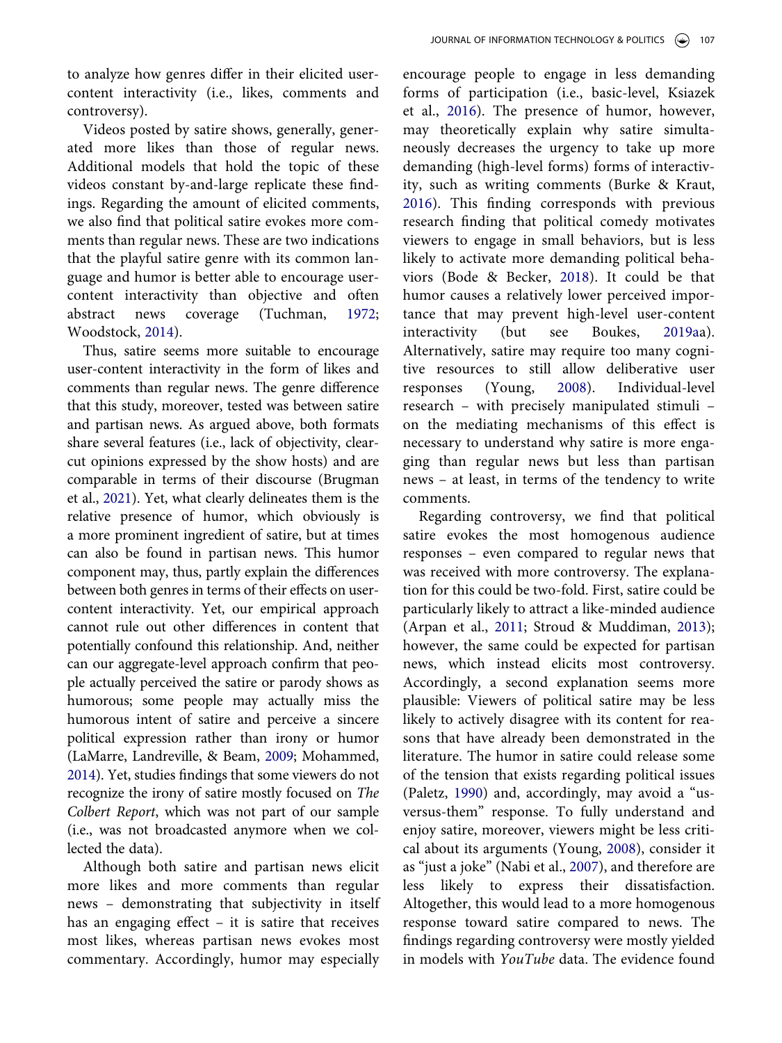to analyze how genres differ in their elicited user-content interactivity (i.e., likes, comments and controversy).

Videos posted by satire shows, generally, generated more likes than those of regular news. Additional models that hold the topic of these videos constant by-and-large replicate these findings. Regarding the amount of elicited comments, we also find that political satire evokes more comments than regular news. These are two indications that the playful satire genre with its common language and humor is better able to encourage user-content interactivity than objective and often abstract news coverage (Tuchman, 1972; Woodstock, 2014).

Thus, satire seems more suitable to encourage user-content interactivity in the form of likes and comments than regular news. The genre difference that this study, moreover, tested was between satire and partisan news. As argued above, both formats share several features (i.e., lack of objectivity, clear-cut opinions expressed by the show hosts) and are comparable in terms of their discourse (Brugman et al., 2021). Yet, what clearly delineates them is the relative presence of humor, which obviously is a more prominent ingredient of satire, but at times can also be found in partisan news. This humor component may, thus, partly explain the differences between both genres in terms of their effects on user-content interactivity. Yet, our empirical approach cannot rule out other differences in content that potentially confound this relationship. And, neither can our aggregate-level approach confirm that people actually perceived the satire or parody shows as humorous; some people may actually miss the humorous intent of satire and perceive a sincere political expression rather than irony or humor (LaMarre, Landreville, & Beam, 2009; Mohammed, 2014). Yet, studies findings that some viewers do not recognize the irony of satire mostly focused on *The Colbert Report*, which was not part of our sample (i.e., was not broadcasted anymore when we collected the data).

Although both satire and partisan news elicit more likes and more comments than regular news – demonstrating that subjectivity in itself has an engaging effect – it is satire that receives most likes, whereas partisan news evokes most commentary. Accordingly, humor may especially encourage people to engage in less demanding forms of participation (i.e., basic-level, Ksiazek et al., 2016). The presence of humor, however, may theoretically explain why satire simultaneously decreases the urgency to take up more demanding (high-level forms) forms of interactivity, such as writing comments (Burke & Kraut, 2016). This finding corresponds with previous research finding that political comedy motivates viewers to engage in small behaviors, but is less likely to activate more demanding political behaviors (Bode & Becker, 2018). It could be that humor causes a relatively lower perceived importance that may prevent high-level user-content interactivity (but see Boukes, 2019aa). Alternatively, satire may require too many cognitive resources to still allow deliberative user responses (Young, 2008). Individual-level research – with precisely manipulated stimuli – on the mediating mechanisms of this effect is necessary to understand why satire is more engaging than regular news but less than partisan news – at least, in terms of the tendency to write comments.

Regarding controversy, we find that political satire evokes the most homogenous audience responses – even compared to regular news that was received with more controversy. The explanation for this could be two-fold. First, satire could be particularly likely to attract a like-minded audience (Arpan et al., 2011; Stroud & Muddiman, 2013); however, the same could be expected for partisan news, which instead elicits most controversy. Accordingly, a second explanation seems more plausible: Viewers of political satire may be less likely to actively disagree with its content for reasons that have already been demonstrated in the literature. The humor in satire could release some of the tension that exists regarding political issues (Paletz, 1990) and, accordingly, may avoid a "us-versus-them" response. To fully understand and enjoy satire, moreover, viewers might be less critical about its arguments (Young, 2008), consider it as "just a joke" (Nabi et al., 2007), and therefore are less likely to express their dissatisfaction. Altogether, this would lead to a more homogenous response toward satire compared to news. The findings regarding controversy were mostly yielded in models with *YouTube* data. The evidence found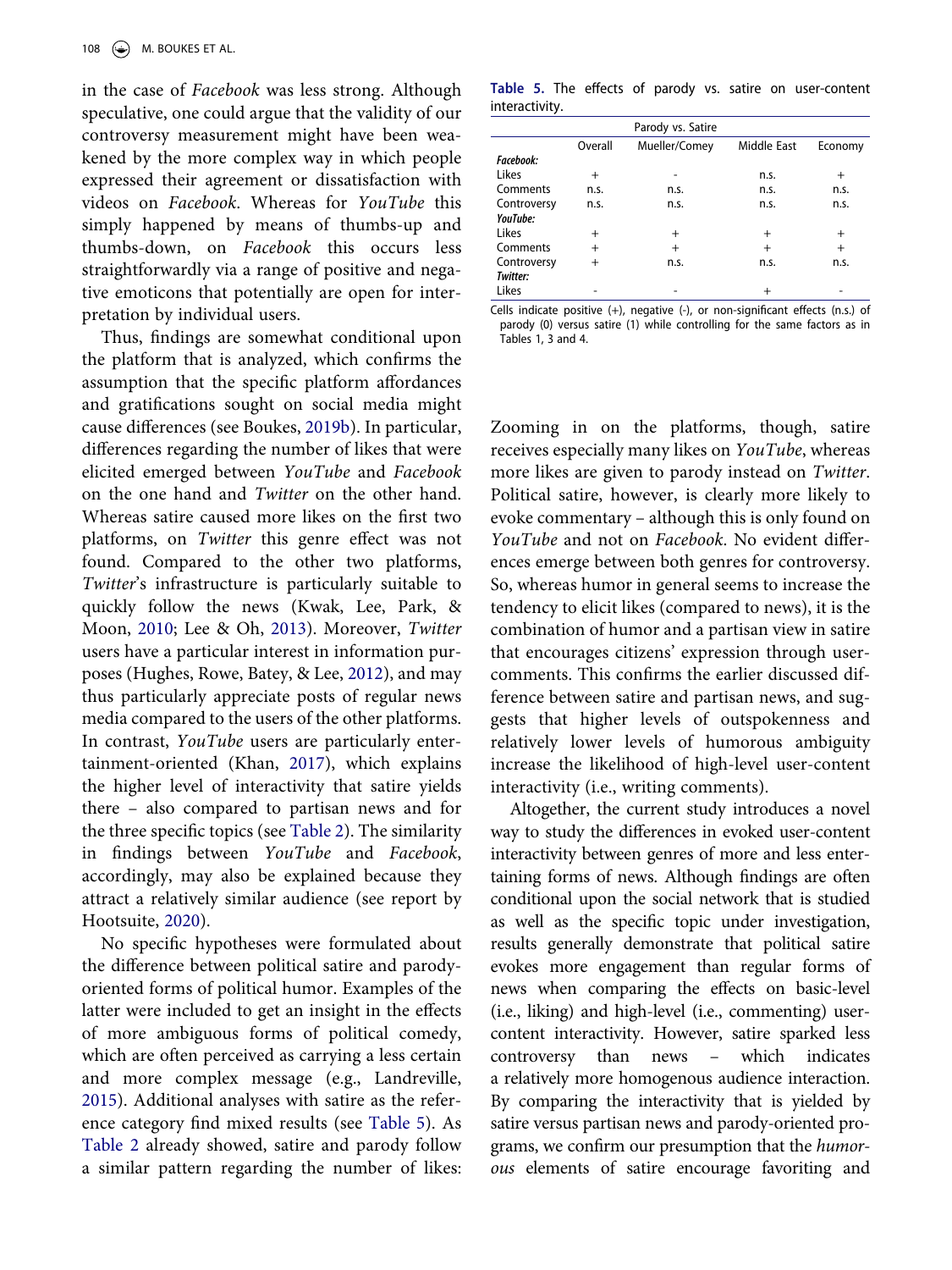in the case of *Facebook* was less strong. Although speculative, one could argue that the validity of our controversy measurement might have been weakened by the more complex way in which people expressed their agreement or dissatisfaction with videos on *Facebook*. Whereas for *YouTube* this simply happened by means of thumbs-up and thumbs-down, on *Facebook* this occurs less straightforwardly via a range of positive and negative emoticons that potentially are open for interpretation by individual users.

Thus, findings are somewhat conditional upon the platform that is analyzed, which confirms the assumption that the specific platform affordances and gratifications sought on social media might cause differences (see Boukes, 2019b). In particular, differences regarding the number of likes that were elicited emerged between *YouTube* and *Facebook* on the one hand and *Twitter* on the other hand. Whereas satire caused more likes on the first two platforms, on *Twitter* this genre effect was not found. Compared to the other two platforms, *Twitter*'s infrastructure is particularly suitable to quickly follow the news (Kwak, Lee, Park, & Moon, 2010; Lee & Oh, 2013). Moreover, *Twitter* users have a particular interest in information purposes (Hughes, Rowe, Batey, & Lee, 2012), and may thus particularly appreciate posts of regular news media compared to the users of the other platforms. In contrast, *YouTube* users are particularly entertainment-oriented (Khan, 2017), which explains the higher level of interactivity that satire yields there – also compared to partisan news and for the three specific topics (see Table 2). The similarity in findings between *YouTube* and *Facebook*, accordingly, may also be explained because they attract a relatively similar audience (see report by Hootsuite, 2020).

No specific hypotheses were formulated about the difference between political satire and parody-oriented forms of political humor. Examples of the latter were included to get an insight in the effects of more ambiguous forms of political comedy, which are often perceived as carrying a less certain and more complex message (e.g., Landreville, 2015). Additional analyses with satire as the reference category find mixed results (see Table 5). As Table 2 already showed, satire and parody follow a similar pattern regarding the number of likes: Zooming in on the platforms, though, satire receives especially many likes on *YouTube*, whereas more likes are given to parody instead on *Twitter*. Political satire, however, is clearly more likely to evoke commentary – although this is only found on *YouTube* and not on *Facebook*. No evident differences emerge between both genres for controversy. So, whereas humor in general seems to increase the tendency to elicit likes (compared to news), it is the combination of humor and a partisan view in satire that encourages citizens' expression through user-comments. This confirms the earlier discussed difference between satire and partisan news, and suggests that higher levels of outspokenness and relatively lower levels of humorous ambiguity increase the likelihood of high-level user-content interactivity (i.e., writing comments).

**Table 5.** The effects of parody vs. satire on user-content interactivity.

| | Parody vs. Satire | | | |
|---|---|---|---|---|
| | Overall | Mueller/Comey | Middle East | Economy |
| ***Facebook:*** | | | | |
| Likes | + | - | n.s. | + |
| Comments | n.s. | n.s. | n.s. | n.s. |
| Controversy | n.s. | n.s. | n.s. | n.s. |
| ***YouTube:*** | | | | |
| Likes | + | + | + | + |
| Comments | + | + | + | + |
| Controversy | + | n.s. | n.s. | n.s. |
| ***Twitter:*** | | | | |
| Likes | - | - | + | - |

Cells indicate positive (+), negative (-), or non-significant effects (n.s.) of parody (0) versus satire (1) while controlling for the same factors as in Tables 1, 3 and 4.

Altogether, the current study introduces a novel way to study the differences in evoked user-content interactivity between genres of more and less entertaining forms of news. Although findings are often conditional upon the social network that is studied as well as the specific topic under investigation, results generally demonstrate that political satire evokes more engagement than regular forms of news when comparing the effects on basic-level (i.e., liking) and high-level (i.e., commenting) user-content interactivity. However, satire sparked less controversy than news – which indicates a relatively more homogenous audience interaction. By comparing the interactivity that is yielded by satire versus partisan news and parody-oriented programs, we confirm our presumption that the *humorous* elements of satire encourage favoriting and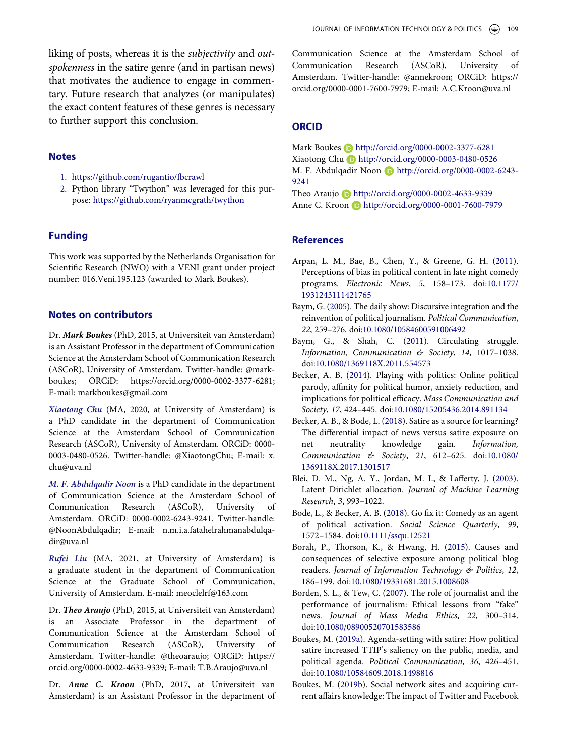liking of posts, whereas it is the *subjectivity* and *outspokenness* in the satire genre (and in partisan news) that motivates the audience to engage in commentary. Future research that analyzes (or manipulates) the exact content features of these genres is necessary to further support this conclusion.

## Notes

1. https://github.com/rugantio/fbcrawl
2. Python library "Twython" was leveraged for this purpose: https://github.com/ryanmcgrath/twython

## Funding

This work was supported by the Netherlands Organisation for Scientific Research (NWO) with a VENI grant under project number: 016.Veni.195.123 (awarded to Mark Boukes).

## Notes on contributors

Dr. ***Mark Boukes*** (PhD, 2015, at Universiteit van Amsterdam) is an Assistant Professor in the department of Communication Science at the Amsterdam School of Communication Research (ASCoR), University of Amsterdam. Twitter-handle: @markboukes; ORCiD: https://orcid.org/0000-0002-3377-6281; E-mail: markboukes@gmail.com

***Xiaotong Chu*** (MA, 2020, at University of Amsterdam) is a PhD candidate in the department of Communication Science at the Amsterdam School of Communication Research (ASCoR), University of Amsterdam. ORCiD: 0000-0003-0480-0526. Twitter-handle: @XiaotongChu; E-mail: x.chu@uva.nl

***M. F. Abdulqadir Noon*** is a PhD candidate in the department of Communication Science at the Amsterdam School of Communication Research (ASCoR), University of Amsterdam. ORCiD: 0000-0002-6243-9241. Twitter-handle: @NoonAbdulqadir; E-mail: n.m.i.a.fatahelrahmanabdulqadir@uva.nl

***Rufei Liu*** (MA, 2021, at University of Amsterdam) is a graduate student in the department of Communication Science at the Graduate School of Communication, University of Amsterdam. E-mail: meoclelrf@163.com

Dr. ***Theo Araujo*** (PhD, 2015, at Universiteit van Amsterdam) is an Associate Professor in the department of Communication Science at the Amsterdam School of Communication Research (ASCoR), University of Amsterdam. Twitter-handle: @theoaraujo; ORCiD: https://orcid.org/0000-0002-4633-9339; E-mail: T.B.Araujo@uva.nl

Dr. ***Anne C. Kroon*** (PhD, 2017, at Universiteit van Amsterdam) is an Assistant Professor in the department of Communication Science at the Amsterdam School of Communication Research (ASCoR), University of Amsterdam. Twitter-handle: @annekroon; ORCiD: https://orcid.org/0000-0001-7600-7979; E-mail: A.C.Kroon@uva.nl

## ORCID

Mark Boukes http://orcid.org/0000-0002-3377-6281
Xiaotong Chu http://orcid.org/0000-0003-0480-0526
M. F. Abdulqadir Noon http://orcid.org/0000-0002-6243-9241
Theo Araujo http://orcid.org/0000-0002-4633-9339
Anne C. Kroon http://orcid.org/0000-0001-7600-7979

## References

Arpan, L. M., Bae, B., Chen, Y., & Greene, G. H. (2011). Perceptions of bias in political content in late night comedy programs. *Electronic News*, *5*, 158–173. doi:10.1177/1931243111421765

Baym, G. (2005). The daily show: Discursive integration and the reinvention of political journalism. *Political Communication*, *22*, 259–276. doi:10.1080/10584600591006492

Baym, G., & Shah, C. (2011). Circulating struggle. *Information, Communication & Society*, *14*, 1017–1038. doi:10.1080/1369118X.2011.554573

Becker, A. B. (2014). Playing with politics: Online political parody, affinity for political humor, anxiety reduction, and implications for political efficacy. *Mass Communication and Society*, *17*, 424–445. doi:10.1080/15205436.2014.891134

Becker, A. B., & Bode, L. (2018). Satire as a source for learning? The differential impact of news versus satire exposure on net neutrality knowledge gain. *Information, Communication & Society*, *21*, 612–625. doi:10.1080/1369118X.2017.1301517

Blei, D. M., Ng, A. Y., Jordan, M. I., & Lafferty, J. (2003). Latent Dirichlet allocation. *Journal of Machine Learning Research*, *3*, 993–1022.

Bode, L., & Becker, A. B. (2018). Go fix it: Comedy as an agent of political activation. *Social Science Quarterly*, *99*, 1572–1584. doi:10.1111/ssqu.12521

Borah, P., Thorson, K., & Hwang, H. (2015). Causes and consequences of selective exposure among political blog readers. *Journal of Information Technology & Politics*, *12*, 186–199. doi:10.1080/19331681.2015.1008608

Borden, S. L., & Tew, C. (2007). The role of journalist and the performance of journalism: Ethical lessons from "fake" news. *Journal of Mass Media Ethics*, *22*, 300–314. doi:10.1080/08900520701583586

Boukes, M. (2019a). Agenda-setting with satire: How political satire increased TTIP's saliency on the public, media, and political agenda. *Political Communication*, *36*, 426–451. doi:10.1080/10584609.2018.1498816

Boukes, M. (2019b). Social network sites and acquiring current affairs knowledge: The impact of Twitter and Facebook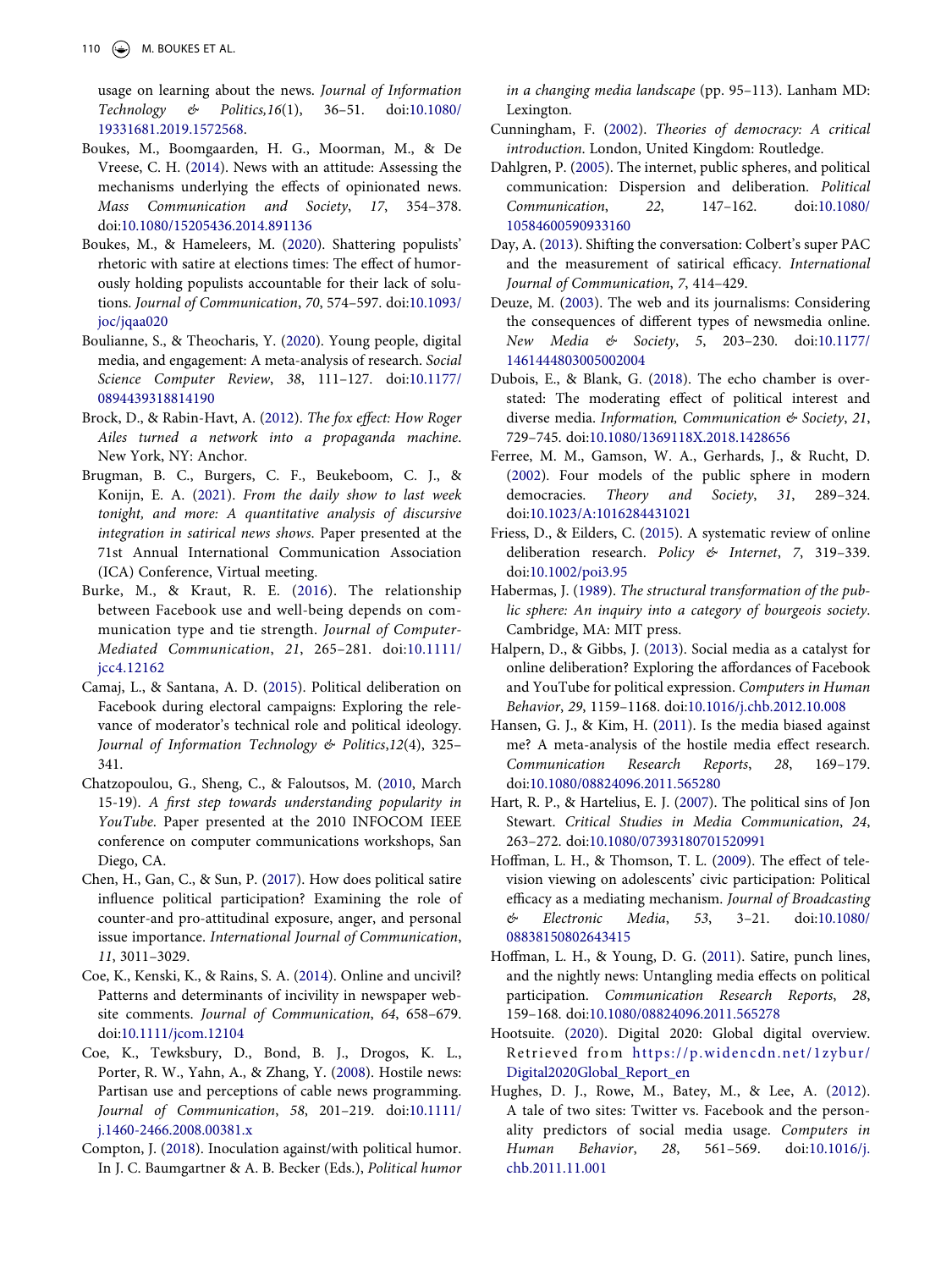usage on learning about the news. *Journal of Information Technology & Politics,16*(1), 36–51. doi:10.1080/19331681.2019.1572568.

Boukes, M., Boomgaarden, H. G., Moorman, M., & De Vreese, C. H. (2014). News with an attitude: Assessing the mechanisms underlying the effects of opinionated news. *Mass Communication and Society*, *17*, 354–378. doi:10.1080/15205436.2014.891136

Boukes, M., & Hameleers, M. (2020). Shattering populists' rhetoric with satire at elections times: The effect of humorously holding populists accountable for their lack of solutions. *Journal of Communication*, *70*, 574–597. doi:10.1093/joc/jqaa020

Boulianne, S., & Theocharis, Y. (2020). Young people, digital media, and engagement: A meta-analysis of research. *Social Science Computer Review*, *38*, 111–127. doi:10.1177/0894439318814190

Brock, D., & Rabin-Havt, A. (2012). *The fox effect: How Roger Ailes turned a network into a propaganda machine*. New York, NY: Anchor.

Brugman, B. C., Burgers, C. F., Beukeboom, C. J., & Konijn, E. A. (2021). *From the daily show to last week tonight, and more: A quantitative analysis of discursive integration in satirical news shows*. Paper presented at the 71st Annual International Communication Association (ICA) Conference, Virtual meeting.

Burke, M., & Kraut, R. E. (2016). The relationship between Facebook use and well-being depends on communication type and tie strength. *Journal of Computer-Mediated Communication*, *21*, 265–281. doi:10.1111/jcc4.12162

Camaj, L., & Santana, A. D. (2015). Political deliberation on Facebook during electoral campaigns: Exploring the relevance of moderator's technical role and political ideology. *Journal of Information Technology & Politics*,*12*(4), 325–341.

Chatzopoulou, G., Sheng, C., & Faloutsos, M. (2010, March 15-19). *A first step towards understanding popularity in YouTube*. Paper presented at the 2010 INFOCOM IEEE conference on computer communications workshops, San Diego, CA.

Chen, H., Gan, C., & Sun, P. (2017). How does political satire influence political participation? Examining the role of counter-and pro-attitudinal exposure, anger, and personal issue importance. *International Journal of Communication*, *11*, 3011–3029.

Coe, K., Kenski, K., & Rains, S. A. (2014). Online and uncivil? Patterns and determinants of incivility in newspaper website comments. *Journal of Communication*, *64*, 658–679. doi:10.1111/jcom.12104

Coe, K., Tewksbury, D., Bond, B. J., Drogos, K. L., Porter, R. W., Yahn, A., & Zhang, Y. (2008). Hostile news: Partisan use and perceptions of cable news programming. *Journal of Communication*, *58*, 201–219. doi:10.1111/j.1460-2466.2008.00381.x

Compton, J. (2018). Inoculation against/with political humor. In J. C. Baumgartner & A. B. Becker (Eds.), *Political humor in a changing media landscape* (pp. 95–113). Lanham MD: Lexington.

Cunningham, F. (2002). *Theories of democracy: A critical introduction*. London, United Kingdom: Routledge.

Dahlgren, P. (2005). The internet, public spheres, and political communication: Dispersion and deliberation. *Political Communication*, *22*, 147–162. doi:10.1080/10584600590933160

Day, A. (2013). Shifting the conversation: Colbert's super PAC and the measurement of satirical efficacy. *International Journal of Communication*, *7*, 414–429.

Deuze, M. (2003). The web and its journalisms: Considering the consequences of different types of newsmedia online. *New Media & Society*, *5*, 203–230. doi:10.1177/1461444803005002004

Dubois, E., & Blank, G. (2018). The echo chamber is overstated: The moderating effect of political interest and diverse media. *Information, Communication & Society*, *21*, 729–745. doi:10.1080/1369118X.2018.1428656

Ferree, M. M., Gamson, W. A., Gerhards, J., & Rucht, D. (2002). Four models of the public sphere in modern democracies. *Theory and Society*, *31*, 289–324. doi:10.1023/A:1016284431021

Friess, D., & Eilders, C. (2015). A systematic review of online deliberation research. *Policy & Internet*, *7*, 319–339. doi:10.1002/poi3.95

Habermas, J. (1989). *The structural transformation of the public sphere: An inquiry into a category of bourgeois society*. Cambridge, MA: MIT press.

Halpern, D., & Gibbs, J. (2013). Social media as a catalyst for online deliberation? Exploring the affordances of Facebook and YouTube for political expression. *Computers in Human Behavior*, *29*, 1159–1168. doi:10.1016/j.chb.2012.10.008

Hansen, G. J., & Kim, H. (2011). Is the media biased against me? A meta-analysis of the hostile media effect research. *Communication Research Reports*, *28*, 169–179. doi:10.1080/08824096.2011.565280

Hart, R. P., & Hartelius, E. J. (2007). The political sins of Jon Stewart. *Critical Studies in Media Communication*, *24*, 263–272. doi:10.1080/07393180701520991

Hoffman, L. H., & Thomson, T. L. (2009). The effect of television viewing on adolescents' civic participation: Political efficacy as a mediating mechanism. *Journal of Broadcasting & Electronic Media*, *53*, 3–21. doi:10.1080/08838150802643415

Hoffman, L. H., & Young, D. G. (2011). Satire, punch lines, and the nightly news: Untangling media effects on political participation. *Communication Research Reports*, *28*, 159–168. doi:10.1080/08824096.2011.565278

Hootsuite. (2020). Digital 2020: Global digital overview. Retrieved from https://p.widencdn.net/1zybur/Digital2020Global_Report_en

Hughes, D. J., Rowe, M., Batey, M., & Lee, A. (2012). A tale of two sites: Twitter vs. Facebook and the personality predictors of social media usage. *Computers in Human Behavior*, *28*, 561–569. doi:10.1016/j.chb.2011.11.001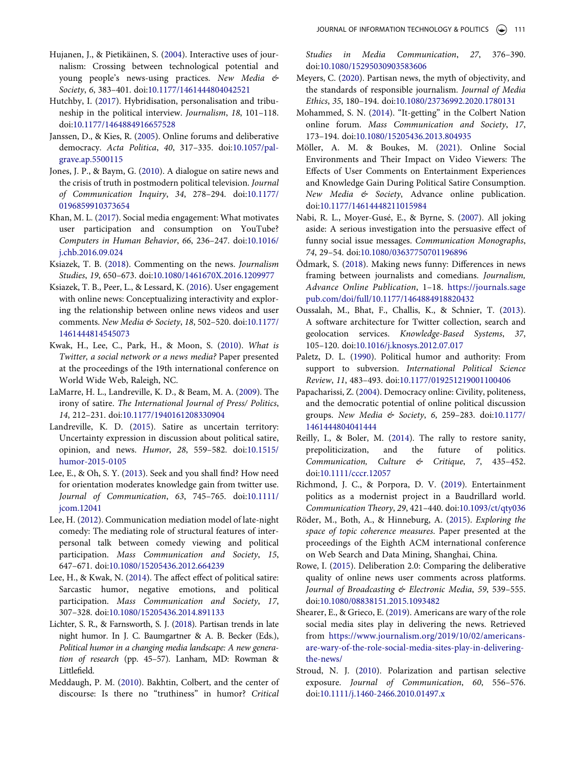Hujanen, J., & Pietikäinen, S. (2004). Interactive uses of journalism: Crossing between technological potential and young people's news-using practices. *New Media & Society*, *6*, 383–401. doi:10.1177/1461444804042521

Hutchby, I. (2017). Hybridisation, personalisation and tribuneship in the political interview. *Journalism*, *18*, 101–118. doi:10.1177/1464884916657528

Janssen, D., & Kies, R. (2005). Online forums and deliberative democracy. *Acta Politica*, *40*, 317–335. doi:10.1057/palgrave.ap.5500115

Jones, J. P., & Baym, G. (2010). A dialogue on satire news and the crisis of truth in postmodern political television. *Journal of Communication Inquiry*, *34*, 278–294. doi:10.1177/0196859910373654

Khan, M. L. (2017). Social media engagement: What motivates user participation and consumption on YouTube? *Computers in Human Behavior*, *66*, 236–247. doi:10.1016/j.chb.2016.09.024

Ksiazek, T. B. (2018). Commenting on the news. *Journalism Studies*, *19*, 650–673. doi:10.1080/1461670X.2016.1209977

Ksiazek, T. B., Peer, L., & Lessard, K. (2016). User engagement with online news: Conceptualizing interactivity and exploring the relationship between online news videos and user comments. *New Media & Society*, *18*, 502–520. doi:10.1177/1461444814545073

Kwak, H., Lee, C., Park, H., & Moon, S. (2010). *What is Twitter, a social network or a news media?* Paper presented at the proceedings of the 19th international conference on World Wide Web, Raleigh, NC.

LaMarre, H. L., Landreville, K. D., & Beam, M. A. (2009). The irony of satire. *The International Journal of Press/ Politics*, *14*, 212–231. doi:10.1177/1940161208330904

Landreville, K. D. (2015). Satire as uncertain territory: Uncertainty expression in discussion about political satire, opinion, and news. *Humor*, *28*, 559–582. doi:10.1515/humor-2015-0105

Lee, E., & Oh, S. Y. (2013). Seek and you shall find? How need for orientation moderates knowledge gain from twitter use. *Journal of Communication*, *63*, 745–765. doi:10.1111/jcom.12041

Lee, H. (2012). Communication mediation model of late-night comedy: The mediating role of structural features of interpersonal talk between comedy viewing and political participation. *Mass Communication and Society*, *15*, 647–671. doi:10.1080/15205436.2012.664239

Lee, H., & Kwak, N. (2014). The affect effect of political satire: Sarcastic humor, negative emotions, and political participation. *Mass Communication and Society*, *17*, 307–328. doi:10.1080/15205436.2014.891133

Lichter, S. R., & Farnsworth, S. J. (2018). Partisan trends in late night humor. In J. C. Baumgartner & A. B. Becker (Eds.), *Political humor in a changing media landscape: A new generation of research* (pp. 45–57). Lanham, MD: Rowman & Littlefield.

Meddaugh, P. M. (2010). Bakhtin, Colbert, and the center of discourse: Is there no "truthiness" in humor? *Critical Studies in Media Communication*, *27*, 376–390. doi:10.1080/15295030903583606

Meyers, C. (2020). Partisan news, the myth of objectivity, and the standards of responsible journalism. *Journal of Media Ethics*, *35*, 180–194. doi:10.1080/23736992.2020.1780131

Mohammed, S. N. (2014). "It-getting" in the Colbert Nation online forum. *Mass Communication and Society*, *17*, 173–194. doi:10.1080/15205436.2013.804935

Möller, A. M. & Boukes, M. (2021). Online Social Environments and Their Impact on Video Viewers: The Effects of User Comments on Entertainment Experiences and Knowledge Gain During Political Satire Consumption. *New Media & Society*, Advance online publication. doi:10.1177/14614448211015984

Nabi, R. L., Moyer-Gusé, E., & Byrne, S. (2007). All joking aside: A serious investigation into the persuasive effect of funny social issue messages. *Communication Monographs*, *74*, 29–54. doi:10.1080/03637750701196896

Ödmark, S. (2018). Making news funny: Differences in news framing between journalists and comedians. *Journalism, Advance Online Publication*, 1–18. https://journals.sagepub.com/doi/full/10.1177/1464884918820432

Oussalah, M., Bhat, F., Challis, K., & Schnier, T. (2013). A software architecture for Twitter collection, search and geolocation services. *Knowledge-Based Systems*, *37*, 105–120. doi:10.1016/j.knosys.2012.07.017

Paletz, D. L. (1990). Political humor and authority: From support to subversion. *International Political Science Review*, *11*, 483–493. doi:10.1177/019251219001100406

Papacharissi, Z. (2004). Democracy online: Civility, politeness, and the democratic potential of online political discussion groups. *New Media & Society*, *6*, 259–283. doi:10.1177/1461444804041444

Reilly, I., & Boler, M. (2014). The rally to restore sanity, prepoliticization, and the future of politics. *Communication, Culture & Critique*, *7*, 435–452. doi:10.1111/cccr.12057

Richmond, J. C., & Porpora, D. V. (2019). Entertainment politics as a modernist project in a Baudrillard world. *Communication Theory*, *29*, 421–440. doi:10.1093/ct/qty036

Röder, M., Both, A., & Hinneburg, A. (2015). *Exploring the space of topic coherence measures.* Paper presented at the proceedings of the Eighth ACM international conference on Web Search and Data Mining, Shanghai, China.

Rowe, I. (2015). Deliberation 2.0: Comparing the deliberative quality of online news user comments across platforms. *Journal of Broadcasting & Electronic Media*, *59*, 539–555. doi:10.1080/08838151.2015.1093482

Shearer, E., & Grieco, E. (2019). Americans are wary of the role social media sites play in delivering the news. Retrieved from https://www.journalism.org/2019/10/02/americans-are-wary-of-the-role-social-media-sites-play-in-delivering-the-news/

Stroud, N. J. (2010). Polarization and partisan selective exposure. *Journal of Communication*, *60*, 556–576. doi:10.1111/j.1460-2466.2010.01497.x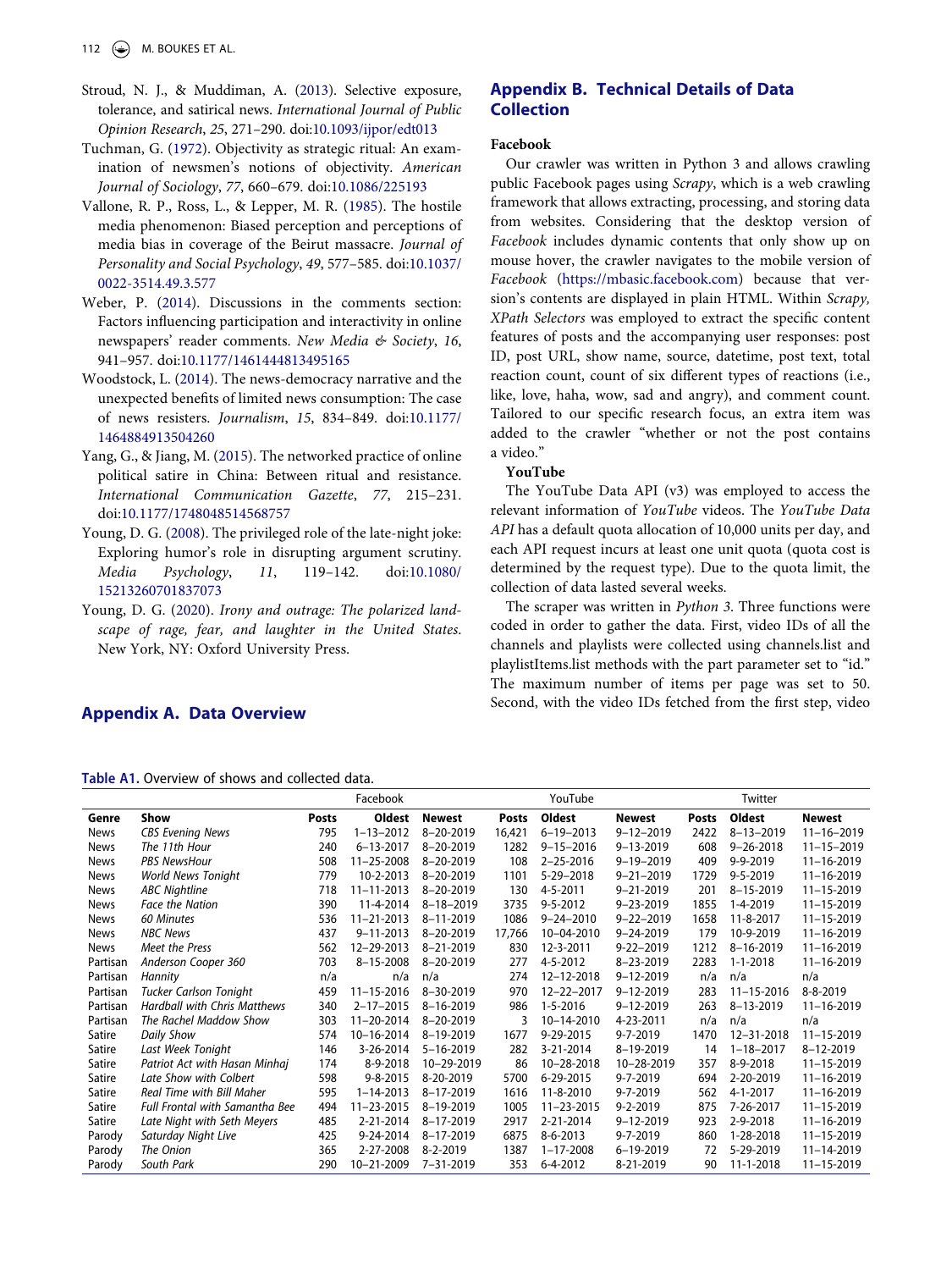Stroud, N. J., & Muddiman, A. (2013). Selective exposure, tolerance, and satirical news. *International Journal of Public Opinion Research*, *25*, 271–290. doi:10.1093/ijpor/edt013

Tuchman, G. (1972). Objectivity as strategic ritual: An examination of newsmen's notions of objectivity. *American Journal of Sociology*, *77*, 660–679. doi:10.1086/225193

Vallone, R. P., Ross, L., & Lepper, M. R. (1985). The hostile media phenomenon: Biased perception and perceptions of media bias in coverage of the Beirut massacre. *Journal of Personality and Social Psychology*, *49*, 577–585. doi:10.1037/0022-3514.49.3.577

Weber, P. (2014). Discussions in the comments section: Factors influencing participation and interactivity in online newspapers' reader comments. *New Media & Society*, *16*, 941–957. doi:10.1177/1461444813495165

Woodstock, L. (2014). The news-democracy narrative and the unexpected benefits of limited news consumption: The case of news resisters. *Journalism*, *15*, 834–849. doi:10.1177/1464884913504260

Yang, G., & Jiang, M. (2015). The networked practice of online political satire in China: Between ritual and resistance. *International Communication Gazette*, *77*, 215–231. doi:10.1177/1748048514568757

Young, D. G. (2008). The privileged role of the late-night joke: Exploring humor's role in disrupting argument scrutiny. *Media Psychology*, *11*, 119–142. doi:10.1080/15213260701837073

Young, D. G. (2020). *Irony and outrage: The polarized landscape of rage, fear, and laughter in the United States*. New York, NY: Oxford University Press.

## Appendix A. Data Overview

Table A1. Overview of shows and collected data.

| | | Facebook | | | YouTube | | | Twitter | | |
|---|---|---|---|---|---|---|---|---|---|---|
| **Genre** | **Show** | **Posts** | **Oldest** | **Newest** | **Posts** | **Oldest** | **Newest** | **Posts** | **Oldest** | **Newest** |
| News | *CBS Evening News* | 795 | 1–13–2012 | 8–20-2019 | 16,421 | 6–19–2013 | 9–12–2019 | 2422 | 8–13–2019 | 11–16–2019 |
| News | *The 11th Hour* | 240 | 6–13-2017 | 8–20-2019 | 1282 | 9–15–2016 | 9–13-2019 | 608 | 9–26-2018 | 11–15–2019 |
| News | *PBS NewsHour* | 508 | 11–25-2008 | 8–20-2019 | 108 | 2–25-2016 | 9–19–2019 | 409 | 9-9-2019 | 11–16-2019 |
| News | *World News Tonight* | 779 | 10-2-2013 | 8–20-2019 | 1101 | 5-29-2018 | 9–21–2019 | 1729 | 9-5-2019 | 11–16-2019 |
| News | *ABC Nightline* | 718 | 11–11-2013 | 8–20-2019 | 130 | 4-5-2011 | 9–21-2019 | 201 | 8–15-2019 | 11–15-2019 |
| News | *Face the Nation* | 390 | 11-4-2014 | 8–18–2019 | 3735 | 9-5-2012 | 9–23-2019 | 1855 | 1-4-2019 | 11–15-2019 |
| News | *60 Minutes* | 536 | 11–21-2013 | 8–11-2019 | 1086 | 9–24–2010 | 9–22–2019 | 1658 | 11-8-2017 | 11–15-2019 |
| News | *NBC News* | 437 | 9–11-2013 | 8–20-2019 | 17,766 | 10–04-2010 | 9–24-2019 | 179 | 10-9-2019 | 11–16-2019 |
| News | *Meet the Press* | 562 | 12–29-2013 | 8–21-2019 | 830 | 12-3-2011 | 9–22–2019 | 1212 | 8–16-2019 | 11–16-2019 |
| Partisan | *Anderson Cooper 360* | 703 | 8–15-2008 | 8–20-2019 | 277 | 4-5-2012 | 8–23-2019 | 2283 | 1-1-2018 | 11–16-2019 |
| Partisan | *Hannity* | n/a | n/a | n/a | 274 | 12–12-2018 | 9–12-2019 | n/a | n/a | n/a |
| Partisan | *Tucker Carlson Tonight* | 459 | 11–15-2016 | 8–30-2019 | 970 | 12–22–2017 | 9–12-2019 | 283 | 11–15-2016 | 8-8-2019 |
| Partisan | *Hardball with Chris Matthews* | 340 | 2–17–2015 | 8–16-2019 | 986 | 1-5-2016 | 9–12-2019 | 263 | 8–13-2019 | 11–16-2019 |
| Partisan | *The Rachel Maddow Show* | 303 | 11–20-2014 | 8–20-2019 | 3 | 10–14-2010 | 4-23-2011 | n/a | n/a | n/a |
| Satire | *Daily Show* | 574 | 10–16-2014 | 8–19-2019 | 1677 | 9-29-2015 | 9-7-2019 | 1470 | 12–31-2018 | 11–15-2019 |
| Satire | *Last Week Tonight* | 146 | 3-26-2014 | 5–16-2019 | 282 | 3-21-2014 | 8–19-2019 | 14 | 1–18–2017 | 8–12-2019 |
| Satire | *Patriot Act with Hasan Minhaj* | 174 | 8-9-2018 | 10–29-2019 | 86 | 10–28-2018 | 10–28-2019 | 357 | 8-9-2018 | 11–15-2019 |
| Satire | *Late Show with Colbert* | 598 | 9-8-2015 | 8-20-2019 | 5700 | 6-29-2015 | 9-7-2019 | 694 | 2-20-2019 | 11–16-2019 |
| Satire | *Real Time with Bill Maher* | 595 | 1–14-2013 | 8–17-2019 | 1616 | 11-8-2010 | 9-7-2019 | 562 | 4-1-2017 | 11–16-2019 |
| Satire | *Full Frontal with Samantha Bee* | 494 | 11–23-2015 | 8–19-2019 | 1005 | 11–23-2015 | 9-2-2019 | 875 | 7-26-2017 | 11–15-2019 |
| Satire | *Late Night with Seth Meyers* | 485 | 2-21-2014 | 8–17-2019 | 2917 | 2-21-2014 | 9–12-2019 | 923 | 2-9-2018 | 11–16-2019 |
| Parody | *Saturday Night Live* | 425 | 9-24-2014 | 8–17-2019 | 6875 | 8-6-2013 | 9-7-2019 | 860 | 1-28-2018 | 11–15-2019 |
| Parody | *The Onion* | 365 | 2-27-2008 | 8-2-2019 | 1387 | 1–17-2008 | 6–19-2019 | 72 | 5-29-2019 | 11–14-2019 |
| Parody | *South Park* | 290 | 10–21-2009 | 7-31-2019 | 353 | 6-4-2012 | 8-21-2019 | 90 | 11-1-2018 | 11–15-2019 |

## Appendix B. Technical Details of Data Collection

### Facebook

Our crawler was written in Python 3 and allows crawling public Facebook pages using *Scrapy*, which is a web crawling framework that allows extracting, processing, and storing data from websites. Considering that the desktop version of *Facebook* includes dynamic contents that only show up on mouse hover, the crawler navigates to the mobile version of *Facebook* (https://mbasic.facebook.com) because that version's contents are displayed in plain HTML. Within *Scrapy, XPath Selectors* was employed to extract the specific content features of posts and the accompanying user responses: post ID, post URL, show name, source, datetime, post text, total reaction count, count of six different types of reactions (i.e., like, love, haha, wow, sad and angry), and comment count. Tailored to our specific research focus, an extra item was added to the crawler "whether or not the post contains a video."

### YouTube

The YouTube Data API (v3) was employed to access the relevant information of *YouTube* videos. The *YouTube Data API* has a default quota allocation of 10,000 units per day, and each API request incurs at least one unit quota (quota cost is determined by the request type). Due to the quota limit, the collection of data lasted several weeks.

The scraper was written in *Python 3*. Three functions were coded in order to gather the data. First, video IDs of all the channels and playlists were collected using channels.list and playlistItems.list methods with the part parameter set to "id." The maximum number of items per page was set to 50. Second, with the video IDs fetched from the first step, video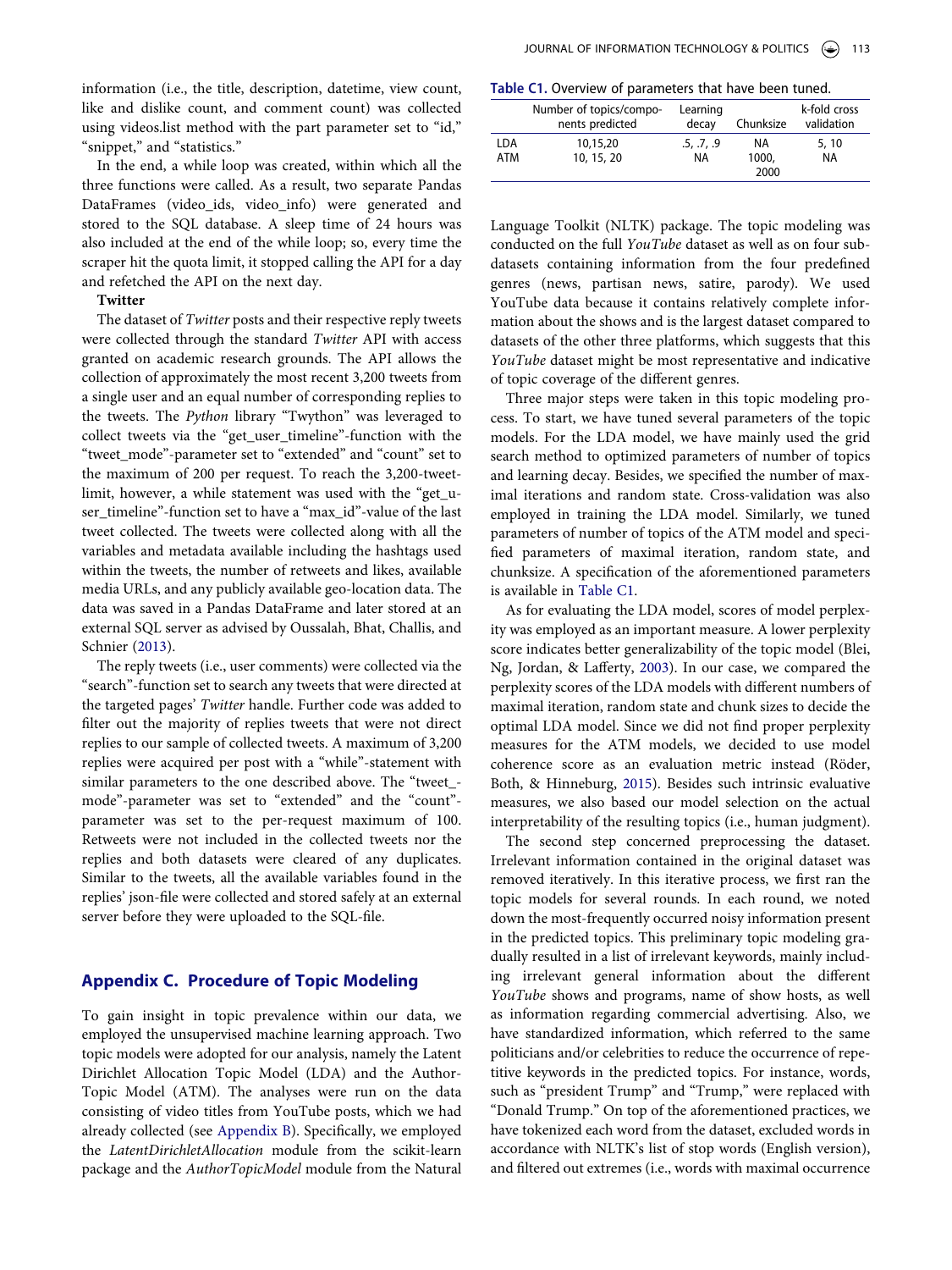information (i.e., the title, description, datetime, view count, like and dislike count, and comment count) was collected using videos.list method with the part parameter set to "id," "snippet," and "statistics."

In the end, a while loop was created, within which all the three functions were called. As a result, two separate Pandas DataFrames (video_ids, video_info) were generated and stored to the SQL database. A sleep time of 24 hours was also included at the end of the while loop; so, every time the scraper hit the quota limit, it stopped calling the API for a day and refetched the API on the next day.

**Twitter**

The dataset of *Twitter* posts and their respective reply tweets were collected through the standard *Twitter* API with access granted on academic research grounds. The API allows the collection of approximately the most recent 3,200 tweets from a single user and an equal number of corresponding replies to the tweets. The *Python* library "Twython" was leveraged to collect tweets via the "get_user_timeline"-function with the "tweet_mode"-parameter set to "extended" and "count" set to the maximum of 200 per request. To reach the 3,200-tweet-limit, however, a while statement was used with the "get_user_timeline"-function set to have a "max_id"-value of the last tweet collected. The tweets were collected along with all the variables and metadata available including the hashtags used within the tweets, the number of retweets and likes, available media URLs, and any publicly available geo-location data. The data was saved in a Pandas DataFrame and later stored at an external SQL server as advised by Oussalah, Bhat, Challis, and Schnier (2013).

The reply tweets (i.e., user comments) were collected via the "search"-function set to search any tweets that were directed at the targeted pages' *Twitter* handle. Further code was added to filter out the majority of replies tweets that were not direct replies to our sample of collected tweets. A maximum of 3,200 replies were acquired per post with a "while"-statement with similar parameters to the one described above. The "tweet_mode"-parameter was set to "extended" and the "count"-parameter was set to the per-request maximum of 100. Retweets were not included in the collected tweets nor the replies and both datasets were cleared of any duplicates. Similar to the tweets, all the available variables found in the replies' json-file were collected and stored safely at an external server before they were uploaded to the SQL-file.

## Appendix C. Procedure of Topic Modeling

To gain insight in topic prevalence within our data, we employed the unsupervised machine learning approach. Two topic models were adopted for our analysis, namely the Latent Dirichlet Allocation Topic Model (LDA) and the Author-Topic Model (ATM). The analyses were run on the data consisting of video titles from YouTube posts, which we had already collected (see Appendix B). Specifically, we employed the *LatentDirichletAllocation* module from the scikit-learn package and the *AuthorTopicModel* module from the Natural Language Toolkit (NLTK) package. The topic modeling was conducted on the full *YouTube* dataset as well as on four sub-datasets containing information from the four predefined genres (news, partisan news, satire, parody). We used YouTube data because it contains relatively complete information about the shows and is the largest dataset compared to datasets of the other three platforms, which suggests that this *YouTube* dataset might be most representative and indicative of topic coverage of the different genres.

**Table C1.** Overview of parameters that have been tuned.

| | Number of topics/components predicted | Learning decay | Chunksize | k-fold cross validation |
|---|---|---|---|---|
| LDA | 10,15,20 | .5, .7, .9 | NA | 5, 10 |
| ATM | 10, 15, 20 | NA | 1000, 2000 | NA |

Three major steps were taken in this topic modeling process. To start, we have tuned several parameters of the topic models. For the LDA model, we have mainly used the grid search method to optimized parameters of number of topics and learning decay. Besides, we specified the number of maximal iterations and random state. Cross-validation was also employed in training the LDA model. Similarly, we tuned parameters of number of topics of the ATM model and specified parameters of maximal iteration, random state, and chunksize. A specification of the aforementioned parameters is available in Table C1.

As for evaluating the LDA model, scores of model perplexity was employed as an important measure. A lower perplexity score indicates better generalizability of the topic model (Blei, Ng, Jordan, & Lafferty, 2003). In our case, we compared the perplexity scores of the LDA models with different numbers of maximal iteration, random state and chunk sizes to decide the optimal LDA model. Since we did not find proper perplexity measures for the ATM models, we decided to use model coherence score as an evaluation metric instead (Röder, Both, & Hinneburg, 2015). Besides such intrinsic evaluative measures, we also based our model selection on the actual interpretability of the resulting topics (i.e., human judgment).

The second step concerned preprocessing the dataset. Irrelevant information contained in the original dataset was removed iteratively. In this iterative process, we first ran the topic models for several rounds. In each round, we noted down the most-frequently occurred noisy information present in the predicted topics. This preliminary topic modeling gradually resulted in a list of irrelevant keywords, mainly including irrelevant general information about the different *YouTube* shows and programs, name of show hosts, as well as information regarding commercial advertising. Also, we have standardized information, which referred to the same politicians and/or celebrities to reduce the occurrence of repetitive keywords in the predicted topics. For instance, words, such as "president Trump" and "Trump," were replaced with "Donald Trump." On top of the aforementioned practices, we have tokenized each word from the dataset, excluded words in accordance with NLTK's list of stop words (English version), and filtered out extremes (i.e., words with maximal occurrence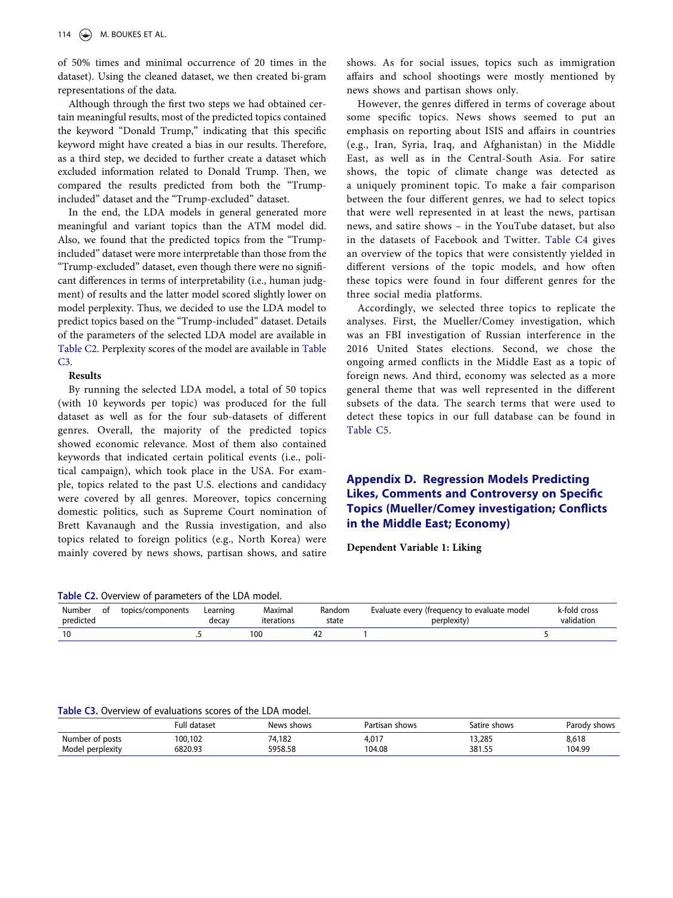of 50% times and minimal occurrence of 20 times in the dataset). Using the cleaned dataset, we then created bi-gram representations of the data.

Although through the first two steps we had obtained certain meaningful results, most of the predicted topics contained the keyword "Donald Trump," indicating that this specific keyword might have created a bias in our results. Therefore, as a third step, we decided to further create a dataset which excluded information related to Donald Trump. Then, we compared the results predicted from both the "Trump-included" dataset and the "Trump-excluded" dataset.

In the end, the LDA models in general generated more meaningful and variant topics than the ATM model did. Also, we found that the predicted topics from the "Trump-included" dataset were more interpretable than those from the "Trump-excluded" dataset, even though there were no significant differences in terms of interpretability (i.e., human judgment) of results and the latter model scored slightly lower on model perplexity. Thus, we decided to use the LDA model to predict topics based on the "Trump-included" dataset. Details of the parameters of the selected LDA model are available in Table C2. Perplexity scores of the model are available in Table C3.

**Results**

By running the selected LDA model, a total of 50 topics (with 10 keywords per topic) was produced for the full dataset as well as for the four sub-datasets of different genres. Overall, the majority of the predicted topics showed economic relevance. Most of them also contained keywords that indicated certain political events (i.e., political campaign), which took place in the USA. For example, topics related to the past U.S. elections and candidacy were covered by all genres. Moreover, topics concerning domestic politics, such as Supreme Court nomination of Brett Kavanaugh and the Russia investigation, and also topics related to foreign politics (e.g., North Korea) were mainly covered by news shows, partisan shows, and satire shows. As for social issues, topics such as immigration affairs and school shootings were mostly mentioned by news shows and partisan shows only.

However, the genres differed in terms of coverage about some specific topics. News shows seemed to put an emphasis on reporting about ISIS and affairs in countries (e.g., Iran, Syria, Iraq, and Afghanistan) in the Middle East, as well as in the Central-South Asia. For satire shows, the topic of climate change was detected as a uniquely prominent topic. To make a fair comparison between the four different genres, we had to select topics that were well represented in at least the news, partisan news, and satire shows – in the YouTube dataset, but also in the datasets of Facebook and Twitter. Table C4 gives an overview of the topics that were consistently yielded in different versions of the topic models, and how often these topics were found in four different genres for the three social media platforms.

Accordingly, we selected three topics to replicate the analyses. First, the Mueller/Comey investigation, which was an FBI investigation of Russian interference in the 2016 United States elections. Second, we chose the ongoing armed conflicts in the Middle East as a topic of foreign news. And third, economy was selected as a more general theme that was well represented in the different subsets of the data. The search terms that were used to detect these topics in our full database can be found in Table C5.

## Appendix D. Regression Models Predicting Likes, Comments and Controversy on Specific Topics (Mueller/Comey investigation; Conflicts in the Middle East; Economy)

**Dependent Variable 1: Liking**

**Table C2.** Overview of parameters of the LDA model.

| Number of topics/components predicted | Learning decay | Maximal iterations | Random state | Evaluate every (frequency to evaluate model perplexity) | k-fold cross validation |
|---|---|---|---|---|---|
| 10 | .5 | 100 | 42 | 1 | 5 |

**Table C3.** Overview of evaluations scores of the LDA model.

| | Full dataset | News shows | Partisan shows | Satire shows | Parody shows |
|---|---|---|---|---|---|
| Number of posts | 100,102 | 74,182 | 4,017 | 13,285 | 8,618 |
| Model perplexity | 6820.93 | 5958.58 | 104.08 | 381.55 | 104.99 |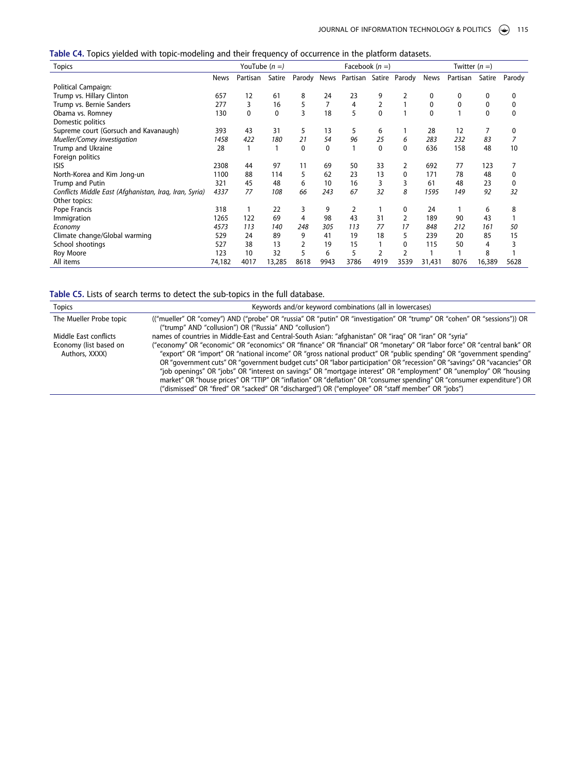**Table C4.** Topics yielded with topic-modeling and their frequency of occurrence in the platform datasets.

| Topics | YouTube (n =) | | | | Facebook (n =) | | | | Twitter (n =) | | | |
|---|---|---|---|---|---|---|---|---|---|---|---|---|
| | News | Partisan | Satire | Parody | News | Partisan | Satire | Parody | News | Partisan | Satire | Parody |
| Political Campaign: | | | | | | | | | | | | |
| Trump vs. Hillary Clinton | 657 | 12 | 61 | 8 | 24 | 23 | 9 | 2 | 0 | 0 | 0 | 0 |
| Trump vs. Bernie Sanders | 277 | 3 | 16 | 5 | 7 | 4 | 2 | 1 | 0 | 0 | 0 | 0 |
| Obama vs. Romney | 130 | 0 | 0 | 3 | 18 | 5 | 0 | 1 | 0 | 1 | 0 | 0 |
| Domestic politics | | | | | | | | | | | | |
| Supreme court (Gorsuch and Kavanaugh) | 393 | 43 | 31 | 5 | 13 | 5 | 6 | 1 | 28 | 12 | 7 | 0 |
| *Mueller/Comey investigation* | *1458* | *422* | *180* | *21* | *54* | *96* | *25* | *6* | *283* | *232* | *83* | *7* |
| Trump and Ukraine | 28 | 1 | 1 | 0 | 0 | 1 | 0 | 0 | 636 | 158 | 48 | 10 |
| Foreign politics | | | | | | | | | | | | |
| ISIS | 2308 | 44 | 97 | 11 | 69 | 50 | 33 | 2 | 692 | 77 | 123 | 7 |
| North-Korea and Kim Jong-un | 1100 | 88 | 114 | 5 | 62 | 23 | 13 | 0 | 171 | 78 | 48 | 0 |
| Trump and Putin | 321 | 45 | 48 | 6 | 10 | 16 | 3 | 3 | 61 | 48 | 23 | 0 |
| *Conflicts Middle East (Afghanistan, Iraq, Iran, Syria)* | *4337* | *77* | *108* | *66* | *243* | *67* | *32* | *8* | *1595* | *149* | *92* | *32* |
| Other topics: | | | | | | | | | | | | |
| Pope Francis | 318 | 1 | 22 | 3 | 9 | 2 | 1 | 0 | 24 | 1 | 6 | 8 |
| Immigration | 1265 | 122 | 69 | 4 | 98 | 43 | 31 | 2 | 189 | 90 | 43 | 1 |
| *Economy* | *4573* | *113* | *140* | *248* | *305* | *113* | *77* | *17* | *848* | *212* | *161* | *50* |
| Climate change/Global warming | 529 | 24 | 89 | 9 | 41 | 19 | 18 | 5 | 239 | 20 | 85 | 15 |
| School shootings | 527 | 38 | 13 | 2 | 19 | 15 | 1 | 0 | 115 | 50 | 4 | 3 |
| Roy Moore | 123 | 10 | 32 | 5 | 6 | 5 | 2 | 2 | 1 | 1 | 8 | 1 |
| All items | 74,182 | 4017 | 13,285 | 8618 | 9943 | 3786 | 4919 | 3539 | 31,431 | 8076 | 16,389 | 5628 |

**Table C5.** Lists of search terms to detect the sub-topics in the full database.

| Topics | Keywords and/or keyword combinations (all in lowercases) |
|---|---|
| The Mueller Probe topic | (("mueller" OR "comey") AND ("probe" OR "russia" OR "putin" OR "investigation" OR "trump" OR "cohen" OR "sessions")) OR ("trump" AND "collusion") OR ("Russia" AND "collusion") |
| Middle East conflicts | names of countries in Middle-East and Central-South Asian: "afghanistan" OR "iraq" OR "iran" OR "syria" |
| Economy (list based on Authors, XXXX) | ("economy" OR "economic" OR "economics" OR "finance" OR "financial" OR "monetary" OR "labor force" OR "central bank" OR "export" OR "import" OR "national income" OR "gross national product" OR "public spending" OR "government spending" OR "government cuts" OR "government budget cuts" OR "labor participation" OR "recession" OR "savings" OR "vacancies" OR "job openings" OR "jobs" OR "interest on savings" OR "mortgage interest" OR "employment" OR "unemploy" OR "housing market" OR "house prices" OR "TTIP" OR "inflation" OR "deflation" OR "consumer spending" OR "consumer expenditure") OR ("dismissed" OR "fired" OR "sacked" OR "discharged") OR ("employee" OR "staff member" OR "jobs") |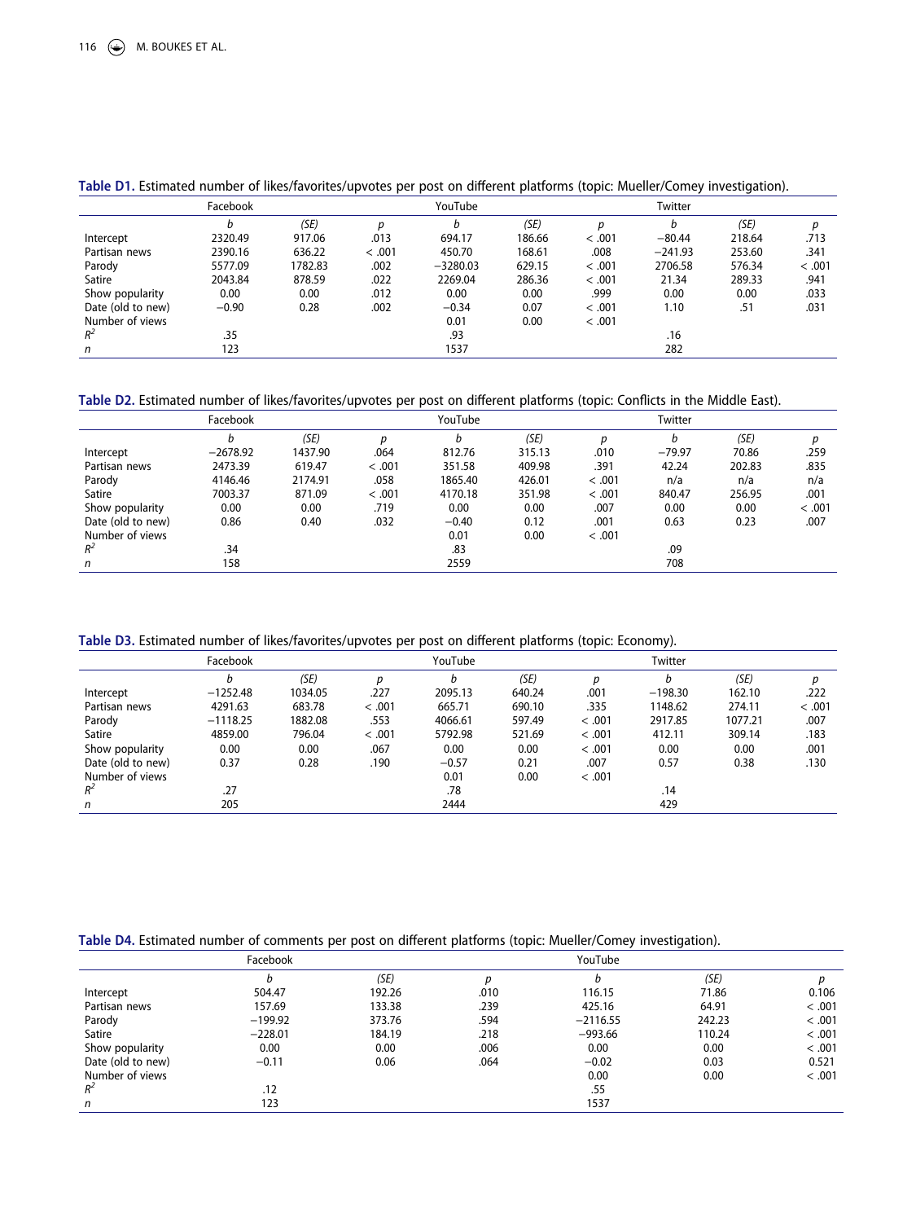**Table D1.** Estimated number of likes/favorites/upvotes per post on different platforms (topic: Mueller/Comey investigation).

| | Facebook | | | YouTube | | | Twitter | | |
|---|---|---|---|---|---|---|---|---|---|
| | *b* | *(SE)* | *p* | *b* | *(SE)* | *p* | *b* | *(SE)* | *p* |
| Intercept | 2320.49 | 917.06 | .013 | 694.17 | 186.66 | < .001 | −80.44 | 218.64 | .713 |
| Partisan news | 2390.16 | 636.22 | < .001 | 450.70 | 168.61 | .008 | −241.93 | 253.60 | .341 |
| Parody | 5577.09 | 1782.83 | .002 | −3280.03 | 629.15 | < .001 | 2706.58 | 576.34 | < .001 |
| Satire | 2043.84 | 878.59 | .022 | 2269.04 | 286.36 | < .001 | 21.34 | 289.33 | .941 |
| Show popularity | 0.00 | 0.00 | .012 | 0.00 | 0.00 | .999 | 0.00 | 0.00 | .033 |
| Date (old to new) | −0.90 | 0.28 | .002 | −0.34 | 0.07 | < .001 | 1.10 | .51 | .031 |
| Number of views | | | | 0.01 | 0.00 | < .001 | | | |
| $R^2$ | .35 | | | .93 | | | .16 | | |
| *n* | 123 | | | 1537 | | | 282 | | |

**Table D2.** Estimated number of likes/favorites/upvotes per post on different platforms (topic: Conflicts in the Middle East).

| | Facebook | | | YouTube | | | Twitter | | |
|---|---|---|---|---|---|---|---|---|---|
| | *b* | *(SE)* | *p* | *b* | *(SE)* | *p* | *b* | *(SE)* | *p* |
| Intercept | −2678.92 | 1437.90 | .064 | 812.76 | 315.13 | .010 | −79.97 | 70.86 | .259 |
| Partisan news | 2473.39 | 619.47 | < .001 | 351.58 | 409.98 | .391 | 42.24 | 202.83 | .835 |
| Parody | 4146.46 | 2174.91 | .058 | 1865.40 | 426.01 | < .001 | n/a | n/a | n/a |
| Satire | 7003.37 | 871.09 | < .001 | 4170.18 | 351.98 | < .001 | 840.47 | 256.95 | .001 |
| Show popularity | 0.00 | 0.00 | .719 | 0.00 | 0.00 | .007 | 0.00 | 0.00 | < .001 |
| Date (old to new) | 0.86 | 0.40 | .032 | −0.40 | 0.12 | .001 | 0.63 | 0.23 | .007 |
| Number of views | | | | 0.01 | 0.00 | < .001 | | | |
| $R^2$ | .34 | | | .83 | | | .09 | | |
| *n* | 158 | | | 2559 | | | 708 | | |

**Table D3.** Estimated number of likes/favorites/upvotes per post on different platforms (topic: Economy).

| | Facebook | | | YouTube | | | Twitter | | |
|---|---|---|---|---|---|---|---|---|---|
| | *b* | *(SE)* | *p* | *b* | *(SE)* | *p* | *b* | *(SE)* | *p* |
| Intercept | −1252.48 | 1034.05 | .227 | 2095.13 | 640.24 | .001 | −198.30 | 162.10 | .222 |
| Partisan news | 4291.63 | 683.78 | < .001 | 665.71 | 690.10 | .335 | 1148.62 | 274.11 | < .001 |
| Parody | −1118.25 | 1882.08 | .553 | 4066.61 | 597.49 | < .001 | 2917.85 | 1077.21 | .007 |
| Satire | 4859.00 | 796.04 | < .001 | 5792.98 | 521.69 | < .001 | 412.11 | 309.14 | .183 |
| Show popularity | 0.00 | 0.00 | .067 | 0.00 | 0.00 | < .001 | 0.00 | 0.00 | .001 |
| Date (old to new) | 0.37 | 0.28 | .190 | −0.57 | 0.21 | .007 | 0.57 | 0.38 | .130 |
| Number of views | | | | 0.01 | 0.00 | < .001 | | | |
| $R^2$ | .27 | | | .78 | | | .14 | | |
| *n* | 205 | | | 2444 | | | 429 | | |

**Table D4.** Estimated number of comments per post on different platforms (topic: Mueller/Comey investigation).

| | Facebook | | | YouTube | | |
|---|---|---|---|---|---|---|
| | *b* | *(SE)* | *p* | *b* | *(SE)* | *p* |
| Intercept | 504.47 | 192.26 | .010 | 116.15 | 71.86 | 0.106 |
| Partisan news | 157.69 | 133.38 | .239 | 425.16 | 64.91 | < .001 |
| Parody | −199.92 | 373.76 | .594 | −2116.55 | 242.23 | < .001 |
| Satire | −228.01 | 184.19 | .218 | −993.66 | 110.24 | < .001 |
| Show popularity | 0.00 | 0.00 | .006 | 0.00 | 0.00 | < .001 |
| Date (old to new) | −0.11 | 0.06 | .064 | −0.02 | 0.03 | 0.521 |
| Number of views | | | | 0.00 | 0.00 | < .001 |
| $R^2$ | .12 | | | .55 | | |
| *n* | 123 | | | 1537 | | |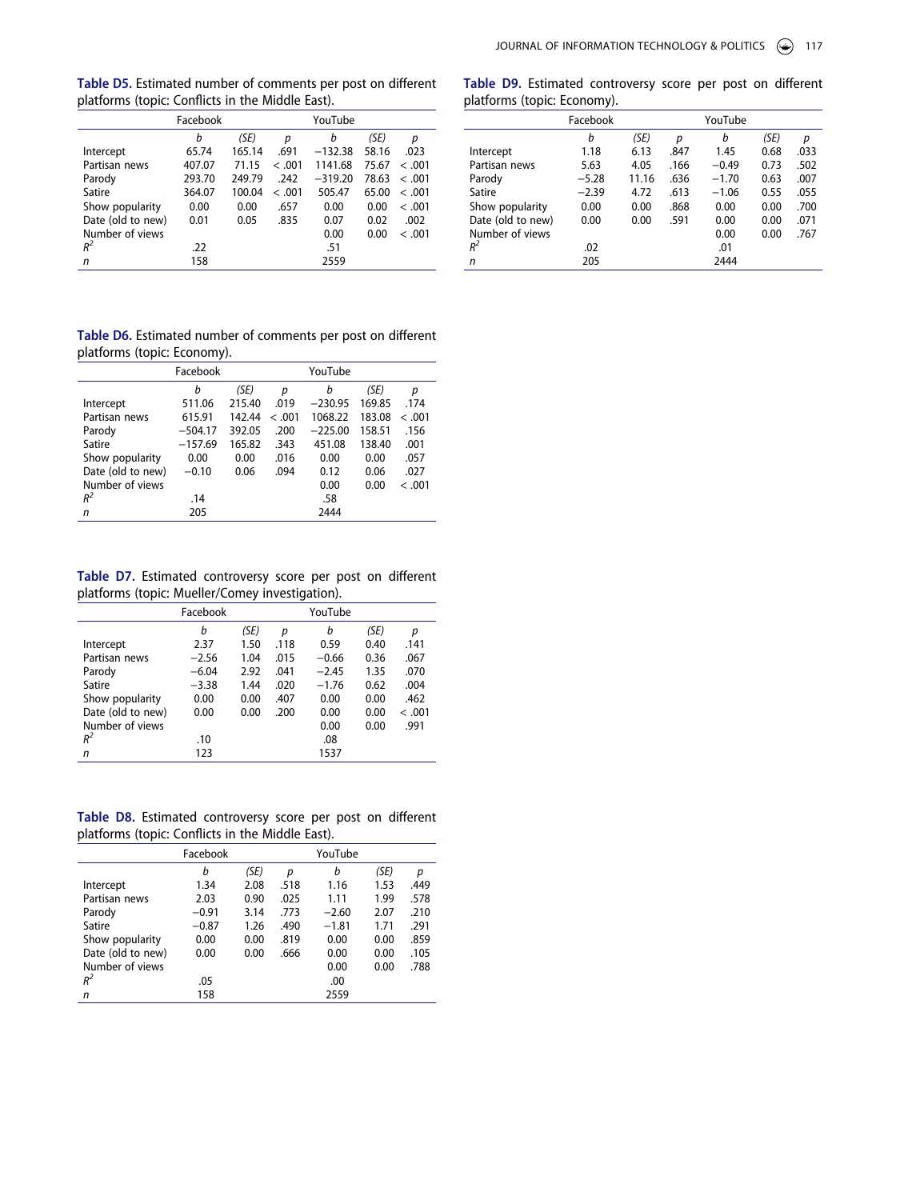**Table D5.** Estimated number of comments per post on different platforms (topic: Conflicts in the Middle East).

| | Facebook | | | YouTube | | |
|---|---|---|---|---|---|---|
| | *b* | *(SE)* | *p* | *b* | *(SE)* | *p* |
| Intercept | 65.74 | 165.14 | .691 | −132.38 | 58.16 | .023 |
| Partisan news | 407.07 | 71.15 | < .001 | 1141.68 | 75.67 | < .001 |
| Parody | 293.70 | 249.79 | .242 | −319.20 | 78.63 | < .001 |
| Satire | 364.07 | 100.04 | < .001 | 505.47 | 65.00 | < .001 |
| Show popularity | 0.00 | 0.00 | .657 | 0.00 | 0.00 | < .001 |
| Date (old to new) | 0.01 | 0.05 | .835 | 0.07 | 0.02 | .002 |
| Number of views | | | | 0.00 | 0.00 | < .001 |
| $R^2$ | .22 | | | .51 | | |
| *n* | 158 | | | 2559 | | |

**Table D6.** Estimated number of comments per post on different platforms (topic: Economy).

| | Facebook | | | YouTube | | |
|---|---|---|---|---|---|---|
| | *b* | *(SE)* | *p* | *b* | *(SE)* | *p* |
| Intercept | 511.06 | 215.40 | .019 | −230.95 | 169.85 | .174 |
| Partisan news | 615.91 | 142.44 | < .001 | 1068.22 | 183.08 | < .001 |
| Parody | −504.17 | 392.05 | .200 | −225.00 | 158.51 | .156 |
| Satire | −157.69 | 165.82 | .343 | 451.08 | 138.40 | .001 |
| Show popularity | 0.00 | 0.00 | .016 | 0.00 | 0.00 | .057 |
| Date (old to new) | −0.10 | 0.06 | .094 | 0.12 | 0.06 | .027 |
| Number of views | | | | 0.00 | 0.00 | < .001 |
| $R^2$ | .14 | | | .58 | | |
| *n* | 205 | | | 2444 | | |

**Table D7.** Estimated controversy score per post on different platforms (topic: Mueller/Comey investigation).

| | Facebook | | | YouTube | | |
|---|---|---|---|---|---|---|
| | *b* | *(SE)* | *p* | *b* | *(SE)* | *p* |
| Intercept | 2.37 | 1.50 | .118 | 0.59 | 0.40 | .141 |
| Partisan news | −2.56 | 1.04 | .015 | −0.66 | 0.36 | .067 |
| Parody | −6.04 | 2.92 | .041 | −2.45 | 1.35 | .070 |
| Satire | −3.38 | 1.44 | .020 | −1.76 | 0.62 | .004 |
| Show popularity | 0.00 | 0.00 | .407 | 0.00 | 0.00 | .462 |
| Date (old to new) | 0.00 | 0.00 | .200 | 0.00 | 0.00 | < .001 |
| Number of views | | | | 0.00 | 0.00 | .991 |
| $R^2$ | .10 | | | .08 | | |
| *n* | 123 | | | 1537 | | |

**Table D8.** Estimated controversy score per post on different platforms (topic: Conflicts in the Middle East).

| | Facebook | | | YouTube | | |
|---|---|---|---|---|---|---|
| | *b* | *(SE)* | *p* | *b* | *(SE)* | *p* |
| Intercept | 1.34 | 2.08 | .518 | 1.16 | 1.53 | .449 |
| Partisan news | 2.03 | 0.90 | .025 | 1.11 | 1.99 | .578 |
| Parody | −0.91 | 3.14 | .773 | −2.60 | 2.07 | .210 |
| Satire | −0.87 | 1.26 | .490 | −1.81 | 1.71 | .291 |
| Show popularity | 0.00 | 0.00 | .819 | 0.00 | 0.00 | .859 |
| Date (old to new) | 0.00 | 0.00 | .666 | 0.00 | 0.00 | .105 |
| Number of views | | | | 0.00 | 0.00 | .788 |
| $R^2$ | .05 | | | .00 | | |
| *n* | 158 | | | 2559 | | |

**Table D9.** Estimated controversy score per post on different platforms (topic: Economy).

| | Facebook | | | YouTube | | |
|---|---|---|---|---|---|---|
| | *b* | *(SE)* | *p* | *b* | *(SE)* | *p* |
| Intercept | 1.18 | 6.13 | .847 | 1.45 | 0.68 | .033 |
| Partisan news | 5.63 | 4.05 | .166 | −0.49 | 0.73 | .502 |
| Parody | −5.28 | 11.16 | .636 | −1.70 | 0.63 | .007 |
| Satire | −2.39 | 4.72 | .613 | −1.06 | 0.55 | .055 |
| Show popularity | 0.00 | 0.00 | .868 | 0.00 | 0.00 | .700 |
| Date (old to new) | 0.00 | 0.00 | .591 | 0.00 | 0.00 | .071 |
| Number of views | | | | 0.00 | 0.00 | .767 |
| $R^2$ | .02 | | | .01 | | |
| *n* | 205 | | | 2444 | | |